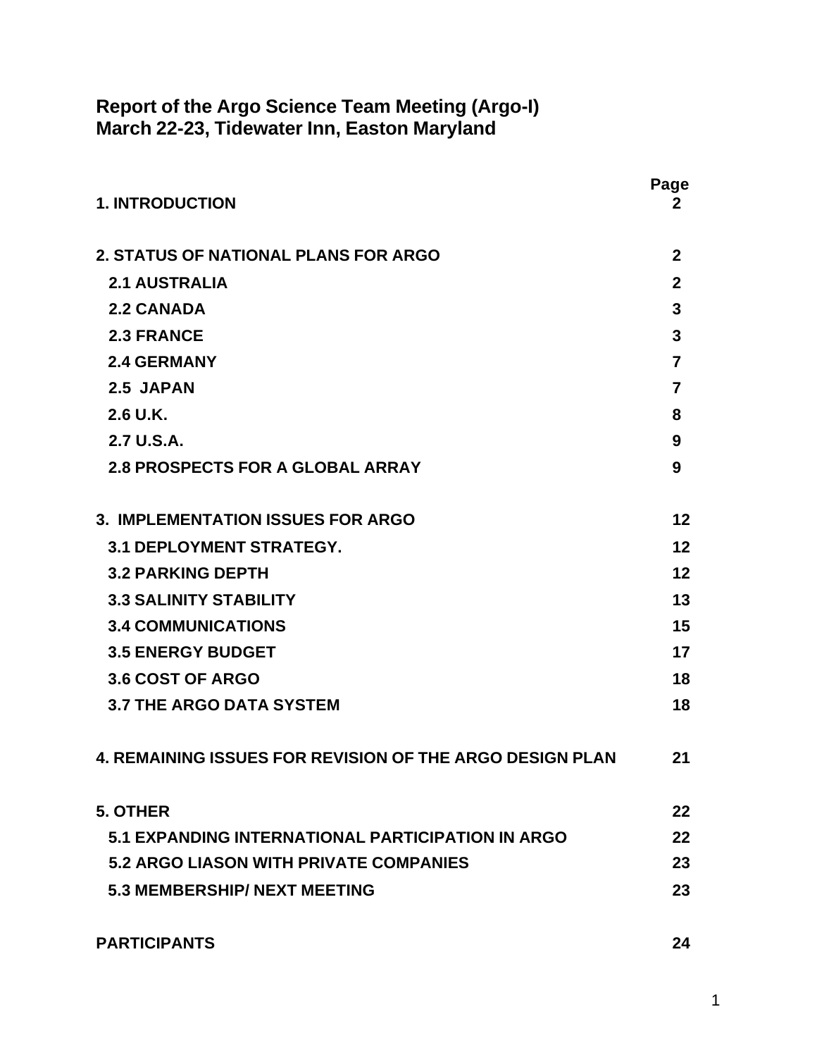# Report of the Argo Science Team Meeting (Argo-I)
# March 22-23, Tidewater Inn, Easton Maryland

| | Page |
|---|---|
| **1. INTRODUCTION** | **2** |
| **2. STATUS OF NATIONAL PLANS FOR ARGO** | **2** |
| **2.1 AUSTRALIA** | **2** |
| **2.2 CANADA** | **3** |
| **2.3 FRANCE** | **3** |
| **2.4 GERMANY** | **7** |
| **2.5 JAPAN** | **7** |
| **2.6 U.K.** | **8** |
| **2.7 U.S.A.** | **9** |
| **2.8 PROSPECTS FOR A GLOBAL ARRAY** | **9** |
| **3. IMPLEMENTATION ISSUES FOR ARGO** | **12** |
| **3.1 DEPLOYMENT STRATEGY.** | **12** |
| **3.2 PARKING DEPTH** | **12** |
| **3.3 SALINITY STABILITY** | **13** |
| **3.4 COMMUNICATIONS** | **15** |
| **3.5 ENERGY BUDGET** | **17** |
| **3.6 COST OF ARGO** | **18** |
| **3.7 THE ARGO DATA SYSTEM** | **18** |
| **4. REMAINING ISSUES FOR REVISION OF THE ARGO DESIGN PLAN** | **21** |
| **5. OTHER** | **22** |
| **5.1 EXPANDING INTERNATIONAL PARTICIPATION IN ARGO** | **22** |
| **5.2 ARGO LIASON WITH PRIVATE COMPANIES** | **23** |
| **5.3 MEMBERSHIP/ NEXT MEETING** | **23** |
| **PARTICIPANTS** | **24** |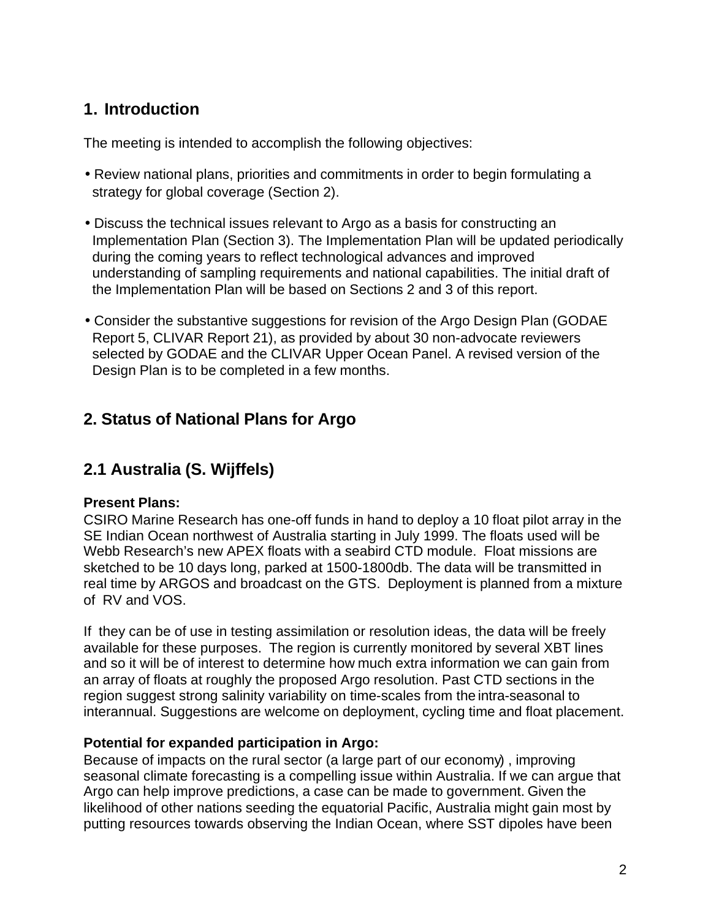## 1. Introduction

The meeting is intended to accomplish the following objectives:

- Review national plans, priorities and commitments in order to begin formulating a strategy for global coverage (Section 2).
- Discuss the technical issues relevant to Argo as a basis for constructing an Implementation Plan (Section 3). The Implementation Plan will be updated periodically during the coming years to reflect technological advances and improved understanding of sampling requirements and national capabilities. The initial draft of the Implementation Plan will be based on Sections 2 and 3 of this report.
- Consider the substantive suggestions for revision of the Argo Design Plan (GODAE Report 5, CLIVAR Report 21), as provided by about 30 non-advocate reviewers selected by GODAE and the CLIVAR Upper Ocean Panel. A revised version of the Design Plan is to be completed in a few months.

## 2. Status of National Plans for Argo

### 2.1 Australia (S. Wijffels)

**Present Plans:**
CSIRO Marine Research has one-off funds in hand to deploy a 10 float pilot array in the SE Indian Ocean northwest of Australia starting in July 1999. The floats used will be Webb Research's new APEX floats with a seabird CTD module. Float missions are sketched to be 10 days long, parked at 1500-1800db. The data will be transmitted in real time by ARGOS and broadcast on the GTS. Deployment is planned from a mixture of RV and VOS.

If they can be of use in testing assimilation or resolution ideas, the data will be freely available for these purposes. The region is currently monitored by several XBT lines and so it will be of interest to determine how much extra information we can gain from an array of floats at roughly the proposed Argo resolution. Past CTD sections in the region suggest strong salinity variability on time-scales from the intra-seasonal to interannual. Suggestions are welcome on deployment, cycling time and float placement.

**Potential for expanded participation in Argo:**
Because of impacts on the rural sector (a large part of our economy) , improving seasonal climate forecasting is a compelling issue within Australia. If we can argue that Argo can help improve predictions, a case can be made to government. Given the likelihood of other nations seeding the equatorial Pacific, Australia might gain most by putting resources towards observing the Indian Ocean, where SST dipoles have been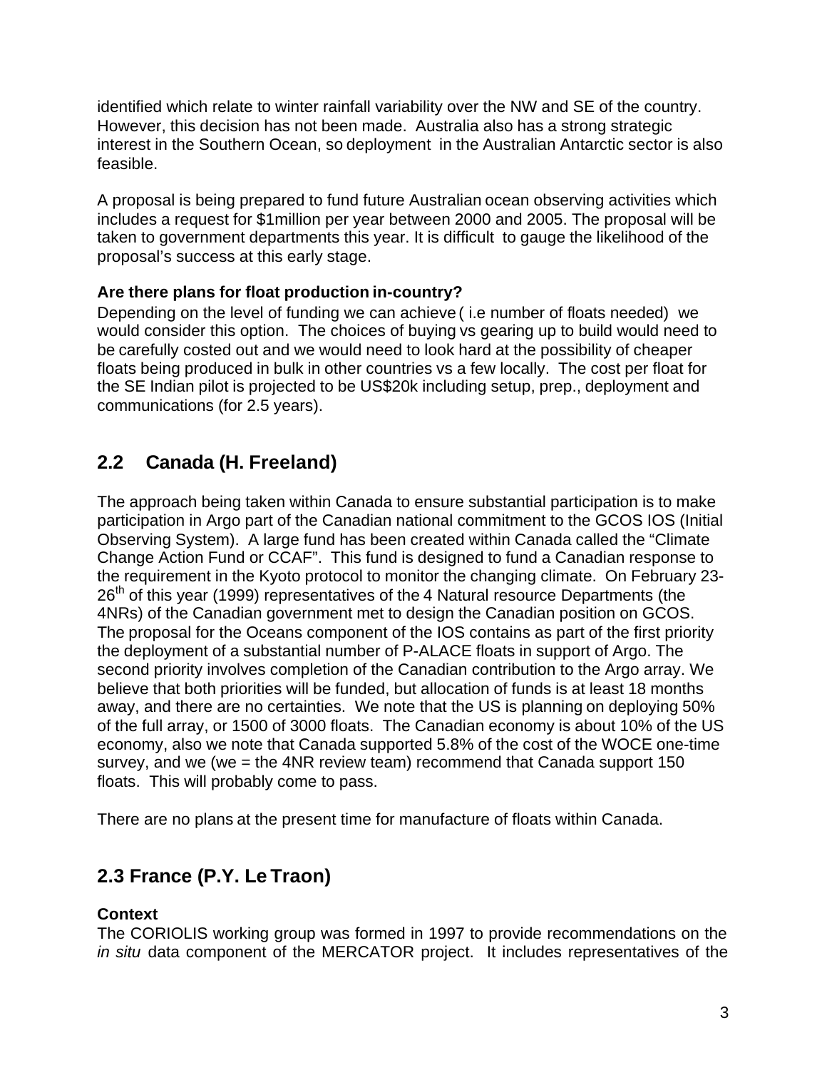identified which relate to winter rainfall variability over the NW and SE of the country. However, this decision has not been made. Australia also has a strong strategic interest in the Southern Ocean, so deployment in the Australian Antarctic sector is also feasible.

A proposal is being prepared to fund future Australian ocean observing activities which includes a request for $1million per year between 2000 and 2005. The proposal will be taken to government departments this year. It is difficult to gauge the likelihood of the proposal's success at this early stage.

**Are there plans for float production in-country?**

Depending on the level of funding we can achieve ( i.e number of floats needed) we would consider this option. The choices of buying vs gearing up to build would need to be carefully costed out and we would need to look hard at the possibility of cheaper floats being produced in bulk in other countries vs a few locally. The cost per float for the SE Indian pilot is projected to be US$20k including setup, prep., deployment and communications (for 2.5 years).

## 2.2 Canada (H. Freeland)

The approach being taken within Canada to ensure substantial participation is to make participation in Argo part of the Canadian national commitment to the GCOS IOS (Initial Observing System). A large fund has been created within Canada called the "Climate Change Action Fund or CCAF". This fund is designed to fund a Canadian response to the requirement in the Kyoto protocol to monitor the changing climate. On February 23-26th of this year (1999) representatives of the 4 Natural resource Departments (the 4NRs) of the Canadian government met to design the Canadian position on GCOS. The proposal for the Oceans component of the IOS contains as part of the first priority the deployment of a substantial number of P-ALACE floats in support of Argo. The second priority involves completion of the Canadian contribution to the Argo array. We believe that both priorities will be funded, but allocation of funds is at least 18 months away, and there are no certainties. We note that the US is planning on deploying 50% of the full array, or 1500 of 3000 floats. The Canadian economy is about 10% of the US economy, also we note that Canada supported 5.8% of the cost of the WOCE one-time survey, and we (we = the 4NR review team) recommend that Canada support 150 floats. This will probably come to pass.

There are no plans at the present time for manufacture of floats within Canada.

## 2.3 France (P.Y. Le Traon)

**Context**

The CORIOLIS working group was formed in 1997 to provide recommendations on the *in situ* data component of the MERCATOR project. It includes representatives of the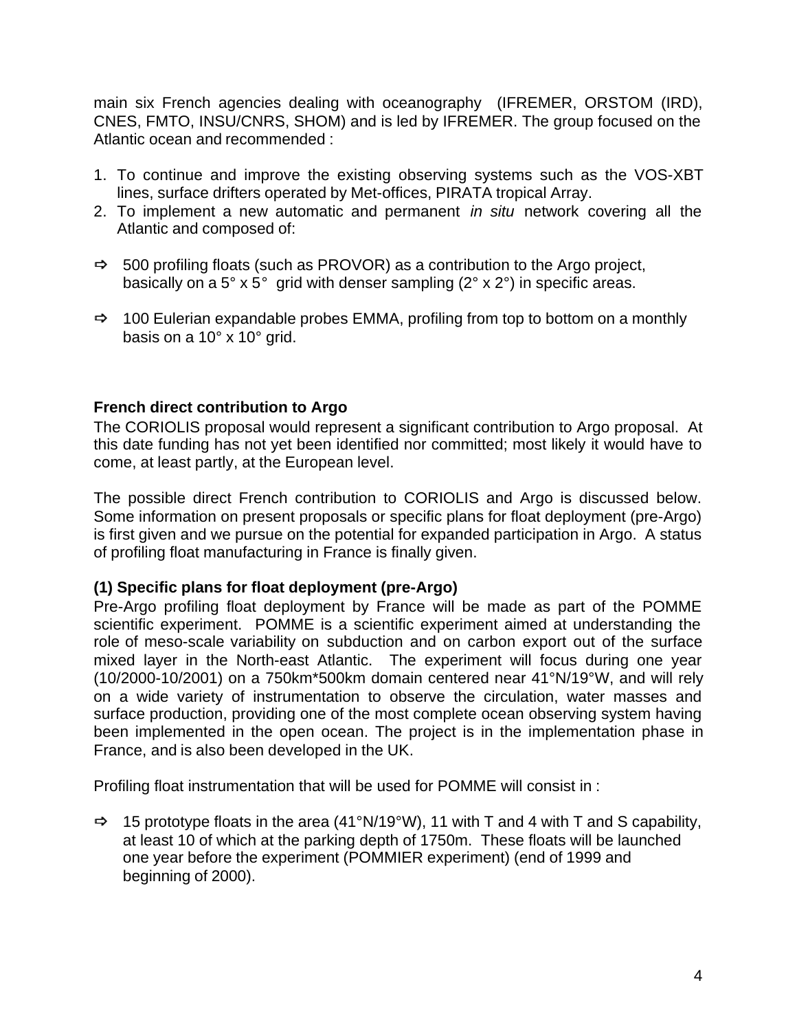main six French agencies dealing with oceanography (IFREMER, ORSTOM (IRD), CNES, FMTO, INSU/CNRS, SHOM) and is led by IFREMER. The group focused on the Atlantic ocean and recommended :

1. To continue and improve the existing observing systems such as the VOS-XBT lines, surface drifters operated by Met-offices, PIRATA tropical Array.
2. To implement a new automatic and permanent *in situ* network covering all the Atlantic and composed of:

- ⇨ 500 profiling floats (such as PROVOR) as a contribution to the Argo project, basically on a 5° x 5° grid with denser sampling (2° x 2°) in specific areas.

- ⇨ 100 Eulerian expandable probes EMMA, profiling from top to bottom on a monthly basis on a 10° x 10° grid.

**French direct contribution to Argo**

The CORIOLIS proposal would represent a significant contribution to Argo proposal. At this date funding has not yet been identified nor committed; most likely it would have to come, at least partly, at the European level.

The possible direct French contribution to CORIOLIS and Argo is discussed below. Some information on present proposals or specific plans for float deployment (pre-Argo) is first given and we pursue on the potential for expanded participation in Argo. A status of profiling float manufacturing in France is finally given.

**(1) Specific plans for float deployment (pre-Argo)**

Pre-Argo profiling float deployment by France will be made as part of the POMME scientific experiment. POMME is a scientific experiment aimed at understanding the role of meso-scale variability on subduction and on carbon export out of the surface mixed layer in the North-east Atlantic. The experiment will focus during one year (10/2000-10/2001) on a 750km*500km domain centered near 41°N/19°W, and will rely on a wide variety of instrumentation to observe the circulation, water masses and surface production, providing one of the most complete ocean observing system having been implemented in the open ocean. The project is in the implementation phase in France, and is also been developed in the UK.

Profiling float instrumentation that will be used for POMME will consist in :

- ⇨ 15 prototype floats in the area (41°N/19°W), 11 with T and 4 with T and S capability, at least 10 of which at the parking depth of 1750m. These floats will be launched one year before the experiment (POMMIER experiment) (end of 1999 and beginning of 2000).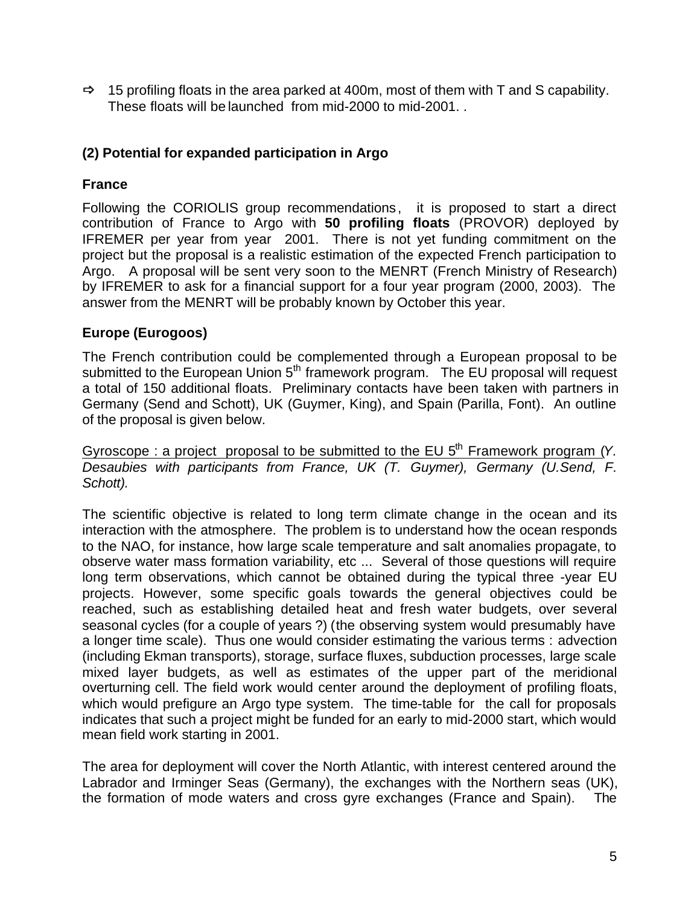⇨ 15 profiling floats in the area parked at 400m, most of them with T and S capability. These floats will be launched from mid-2000 to mid-2001. .

### (2) Potential for expanded participation in Argo

### France

Following the CORIOLIS group recommendations, it is proposed to start a direct contribution of France to Argo with **50 profiling floats** (PROVOR) deployed by IFREMER per year from year 2001. There is not yet funding commitment on the project but the proposal is a realistic estimation of the expected French participation to Argo. A proposal will be sent very soon to the MENRT (French Ministry of Research) by IFREMER to ask for a financial support for a four year program (2000, 2003). The answer from the MENRT will be probably known by October this year.

### Europe (Eurogoos)

The French contribution could be complemented through a European proposal to be submitted to the European Union 5th framework program. The EU proposal will request a total of 150 additional floats. Preliminary contacts have been taken with partners in Germany (Send and Schott), UK (Guymer, King), and Spain (Parilla, Font). An outline of the proposal is given below.

<u>Gyroscope : a project proposal to be submitted to the EU 5th Framework program</u> (*Y. Desaubies with participants from France, UK (T. Guymer), Germany (U.Send, F. Schott).*

The scientific objective is related to long term climate change in the ocean and its interaction with the atmosphere. The problem is to understand how the ocean responds to the NAO, for instance, how large scale temperature and salt anomalies propagate, to observe water mass formation variability, etc ... Several of those questions will require long term observations, which cannot be obtained during the typical three -year EU projects. However, some specific goals towards the general objectives could be reached, such as establishing detailed heat and fresh water budgets, over several seasonal cycles (for a couple of years ?) (the observing system would presumably have a longer time scale). Thus one would consider estimating the various terms : advection (including Ekman transports), storage, surface fluxes, subduction processes, large scale mixed layer budgets, as well as estimates of the upper part of the meridional overturning cell. The field work would center around the deployment of profiling floats, which would prefigure an Argo type system. The time-table for the call for proposals indicates that such a project might be funded for an early to mid-2000 start, which would mean field work starting in 2001.

The area for deployment will cover the North Atlantic, with interest centered around the Labrador and Irminger Seas (Germany), the exchanges with the Northern seas (UK), the formation of mode waters and cross gyre exchanges (France and Spain). The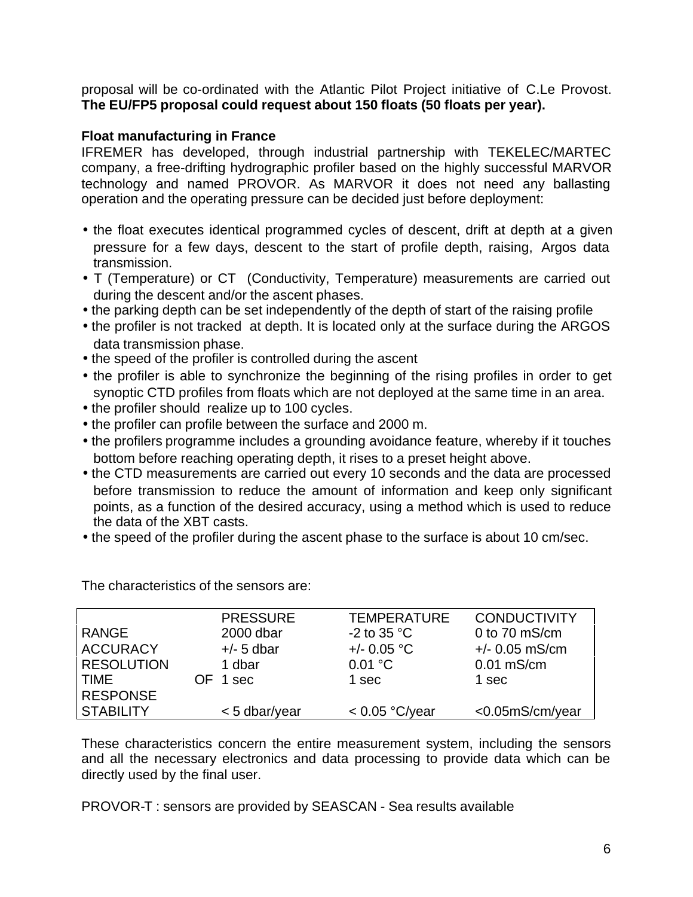proposal will be co-ordinated with the Atlantic Pilot Project initiative of C.Le Provost. **The EU/FP5 proposal could request about 150 floats (50 floats per year).**

**Float manufacturing in France**

IFREMER has developed, through industrial partnership with TEKELEC/MARTEC company, a free-drifting hydrographic profiler based on the highly successful MARVOR technology and named PROVOR. As MARVOR it does not need any ballasting operation and the operating pressure can be decided just before deployment:

- the float executes identical programmed cycles of descent, drift at depth at a given pressure for a few days, descent to the start of profile depth, raising, Argos data transmission.
- T (Temperature) or CT (Conductivity, Temperature) measurements are carried out during the descent and/or the ascent phases.
- the parking depth can be set independently of the depth of start of the raising profile
- the profiler is not tracked at depth. It is located only at the surface during the ARGOS data transmission phase.
- the speed of the profiler is controlled during the ascent
- the profiler is able to synchronize the beginning of the rising profiles in order to get synoptic CTD profiles from floats which are not deployed at the same time in an area.
- the profiler should realize up to 100 cycles.
- the profiler can profile between the surface and 2000 m.
- the profilers programme includes a grounding avoidance feature, whereby if it touches bottom before reaching operating depth, it rises to a preset height above.
- the CTD measurements are carried out every 10 seconds and the data are processed before transmission to reduce the amount of information and keep only significant points, as a function of the desired accuracy, using a method which is used to reduce the data of the XBT casts.
- the speed of the profiler during the ascent phase to the surface is about 10 cm/sec.

The characteristics of the sensors are:

| | PRESSURE | TEMPERATURE | CONDUCTIVITY |
|---|---|---|---|
| RANGE | 2000 dbar | -2 to 35 °C | 0 to 70 mS/cm |
| ACCURACY | +/- 5 dbar | +/- 0.05 °C | +/- 0.05 mS/cm |
| RESOLUTION | 1 dbar | 0.01 °C | 0.01 mS/cm |
| TIME OF RESPONSE | 1 sec | 1 sec | 1 sec |
| STABILITY | < 5 dbar/year | < 0.05 °C/year | <0.05mS/cm/year |

These characteristics concern the entire measurement system, including the sensors and all the necessary electronics and data processing to provide data which can be directly used by the final user.

PROVOR-T : sensors are provided by SEASCAN - Sea results available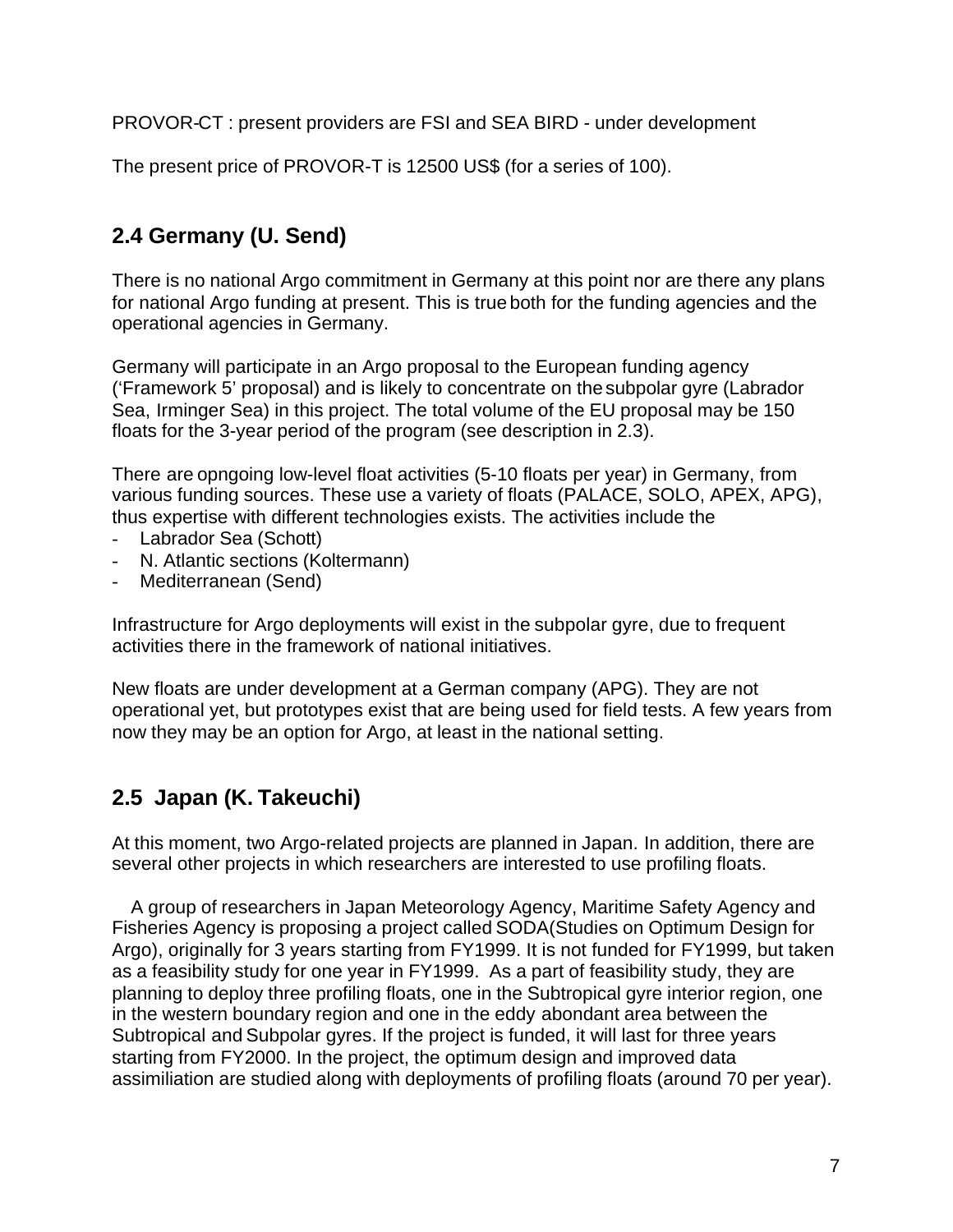PROVOR-CT : present providers are FSI and SEA BIRD - under development

The present price of PROVOR-T is 12500 US$ (for a series of 100).

## 2.4 Germany (U. Send)

There is no national Argo commitment in Germany at this point nor are there any plans for national Argo funding at present. This is true both for the funding agencies and the operational agencies in Germany.

Germany will participate in an Argo proposal to the European funding agency ('Framework 5' proposal) and is likely to concentrate on the subpolar gyre (Labrador Sea, Irminger Sea) in this project. The total volume of the EU proposal may be 150 floats for the 3-year period of the program (see description in 2.3).

There are opngoing low-level float activities (5-10 floats per year) in Germany, from various funding sources. These use a variety of floats (PALACE, SOLO, APEX, APG), thus expertise with different technologies exists. The activities include the

- Labrador Sea (Schott)
- N. Atlantic sections (Koltermann)
- Mediterranean (Send)

Infrastructure for Argo deployments will exist in the subpolar gyre, due to frequent activities there in the framework of national initiatives.

New floats are under development at a German company (APG). They are not operational yet, but prototypes exist that are being used for field tests. A few years from now they may be an option for Argo, at least in the national setting.

## 2.5 Japan (K. Takeuchi)

At this moment, two Argo-related projects are planned in Japan. In addition, there are several other projects in which researchers are interested to use profiling floats.

A group of researchers in Japan Meteorology Agency, Maritime Safety Agency and Fisheries Agency is proposing a project called SODA(Studies on Optimum Design for Argo), originally for 3 years starting from FY1999. It is not funded for FY1999, but taken as a feasibility study for one year in FY1999. As a part of feasibility study, they are planning to deploy three profiling floats, one in the Subtropical gyre interior region, one in the western boundary region and one in the eddy abondant area between the Subtropical and Subpolar gyres. If the project is funded, it will last for three years starting from FY2000. In the project, the optimum design and improved data assimiliation are studied along with deployments of profiling floats (around 70 per year).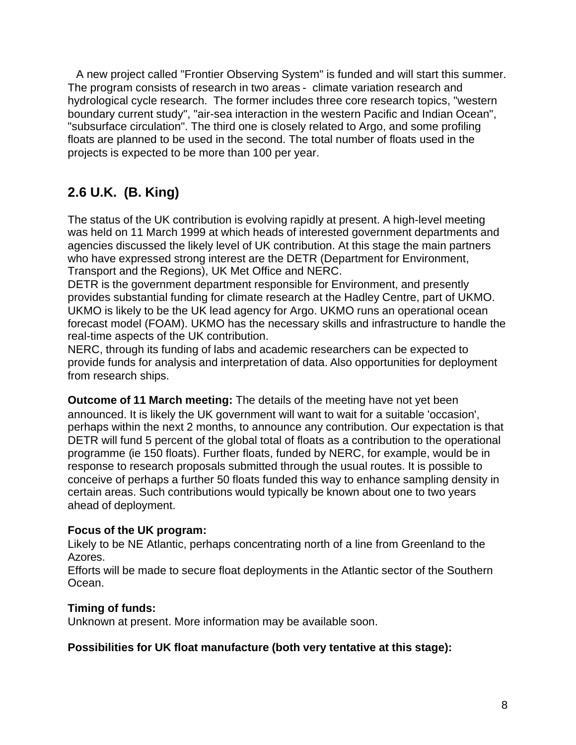A new project called "Frontier Observing System" is funded and will start this summer. The program consists of research in two areas - climate variation research and hydrological cycle research. The former includes three core research topics, "western boundary current study", "air-sea interaction in the western Pacific and Indian Ocean", "subsurface circulation". The third one is closely related to Argo, and some profiling floats are planned to be used in the second. The total number of floats used in the projects is expected to be more than 100 per year.

## 2.6 U.K. (B. King)

The status of the UK contribution is evolving rapidly at present. A high-level meeting was held on 11 March 1999 at which heads of interested government departments and agencies discussed the likely level of UK contribution. At this stage the main partners who have expressed strong interest are the DETR (Department for Environment, Transport and the Regions), UK Met Office and NERC.

DETR is the government department responsible for Environment, and presently provides substantial funding for climate research at the Hadley Centre, part of UKMO. UKMO is likely to be the UK lead agency for Argo. UKMO runs an operational ocean forecast model (FOAM). UKMO has the necessary skills and infrastructure to handle the real-time aspects of the UK contribution.

NERC, through its funding of labs and academic researchers can be expected to provide funds for analysis and interpretation of data. Also opportunities for deployment from research ships.

**Outcome of 11 March meeting:** The details of the meeting have not yet been announced. It is likely the UK government will want to wait for a suitable 'occasion', perhaps within the next 2 months, to announce any contribution. Our expectation is that DETR will fund 5 percent of the global total of floats as a contribution to the operational programme (ie 150 floats). Further floats, funded by NERC, for example, would be in response to research proposals submitted through the usual routes. It is possible to conceive of perhaps a further 50 floats funded this way to enhance sampling density in certain areas. Such contributions would typically be known about one to two years ahead of deployment.

**Focus of the UK program:**

Likely to be NE Atlantic, perhaps concentrating north of a line from Greenland to the Azores.

Efforts will be made to secure float deployments in the Atlantic sector of the Southern Ocean.

**Timing of funds:**

Unknown at present. More information may be available soon.

**Possibilities for UK float manufacture (both very tentative at this stage):**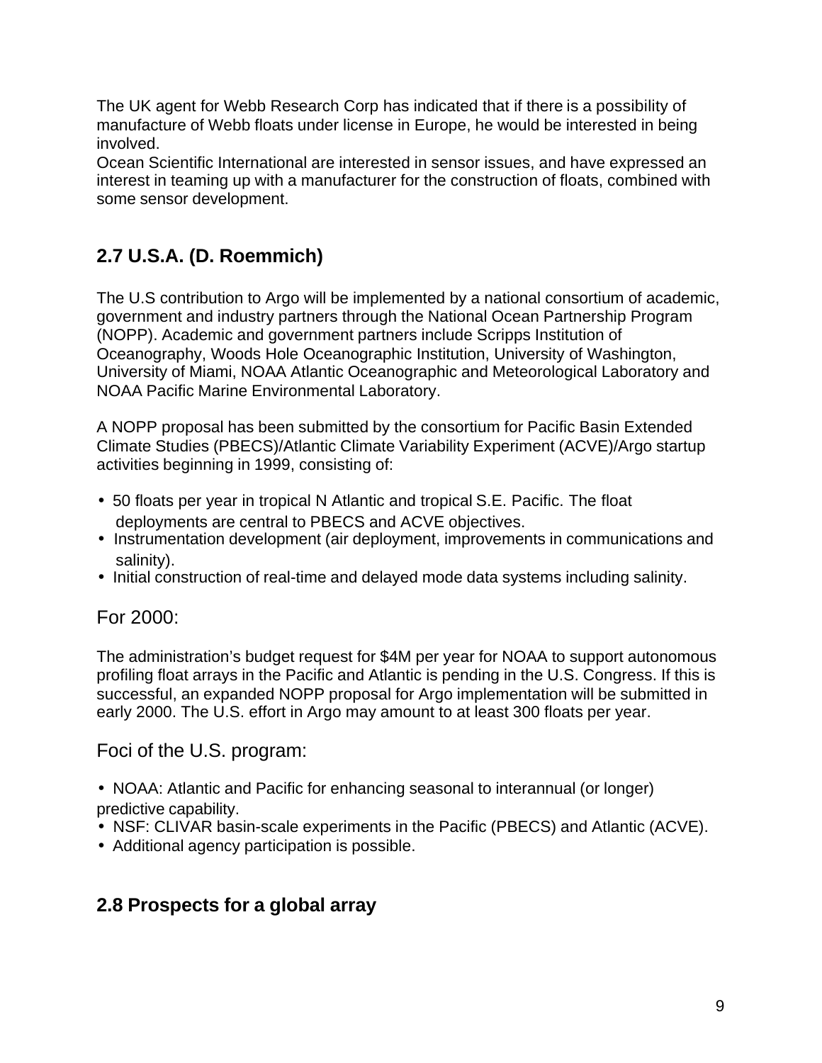The UK agent for Webb Research Corp has indicated that if there is a possibility of manufacture of Webb floats under license in Europe, he would be interested in being involved.

Ocean Scientific International are interested in sensor issues, and have expressed an interest in teaming up with a manufacturer for the construction of floats, combined with some sensor development.

## 2.7 U.S.A. (D. Roemmich)

The U.S contribution to Argo will be implemented by a national consortium of academic, government and industry partners through the National Ocean Partnership Program (NOPP). Academic and government partners include Scripps Institution of Oceanography, Woods Hole Oceanographic Institution, University of Washington, University of Miami, NOAA Atlantic Oceanographic and Meteorological Laboratory and NOAA Pacific Marine Environmental Laboratory.

A NOPP proposal has been submitted by the consortium for Pacific Basin Extended Climate Studies (PBECS)/Atlantic Climate Variability Experiment (ACVE)/Argo startup activities beginning in 1999, consisting of:

- 50 floats per year in tropical N Atlantic and tropical S.E. Pacific. The float deployments are central to PBECS and ACVE objectives.
- Instrumentation development (air deployment, improvements in communications and salinity).
- Initial construction of real-time and delayed mode data systems including salinity.

For 2000:

The administration's budget request for $4M per year for NOAA to support autonomous profiling float arrays in the Pacific and Atlantic is pending in the U.S. Congress. If this is successful, an expanded NOPP proposal for Argo implementation will be submitted in early 2000. The U.S. effort in Argo may amount to at least 300 floats per year.

Foci of the U.S. program:

- NOAA: Atlantic and Pacific for enhancing seasonal to interannual (or longer) predictive capability.
- NSF: CLIVAR basin-scale experiments in the Pacific (PBECS) and Atlantic (ACVE).
- Additional agency participation is possible.

## 2.8 Prospects for a global array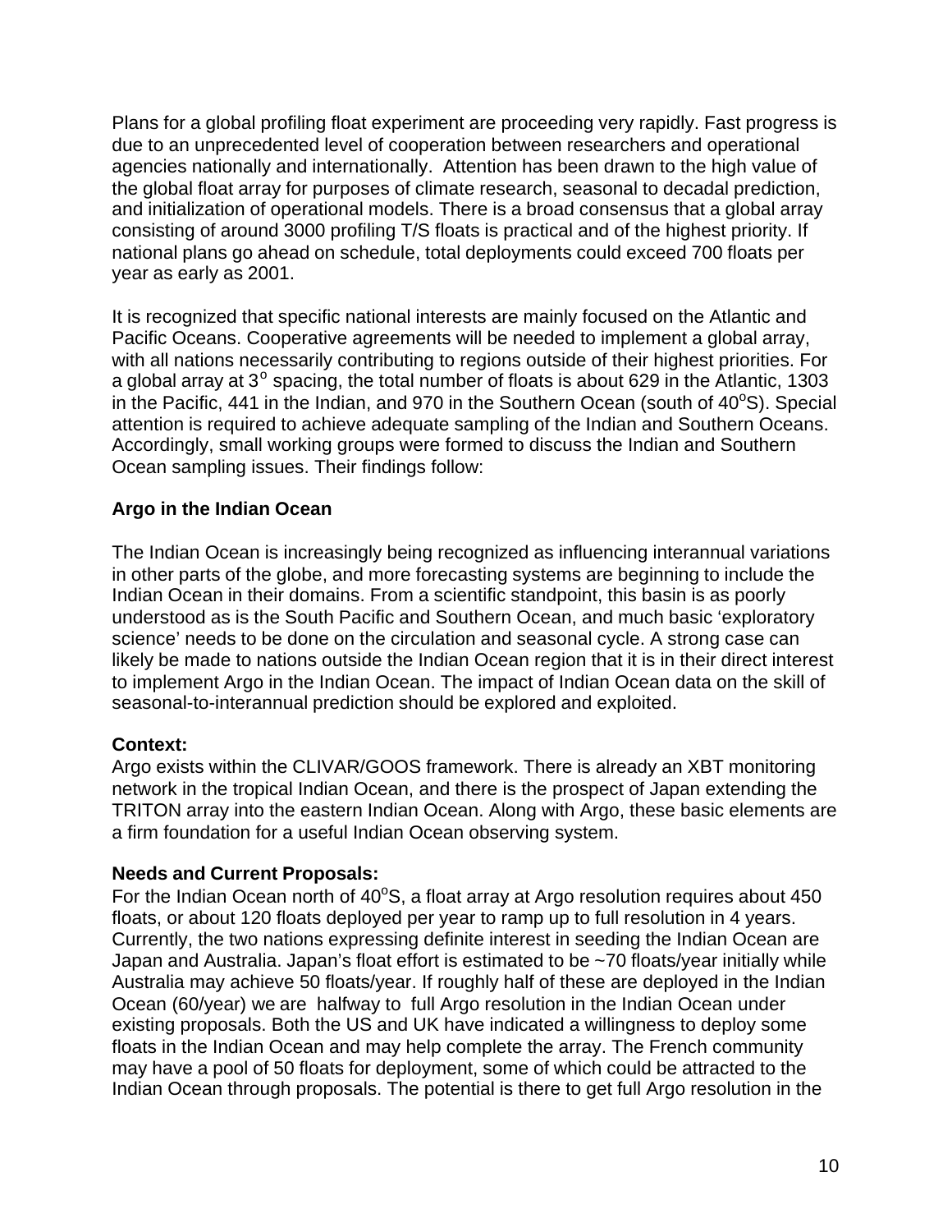Plans for a global profiling float experiment are proceeding very rapidly. Fast progress is due to an unprecedented level of cooperation between researchers and operational agencies nationally and internationally. Attention has been drawn to the high value of the global float array for purposes of climate research, seasonal to decadal prediction, and initialization of operational models. There is a broad consensus that a global array consisting of around 3000 profiling T/S floats is practical and of the highest priority. If national plans go ahead on schedule, total deployments could exceed 700 floats per year as early as 2001.

It is recognized that specific national interests are mainly focused on the Atlantic and Pacific Oceans. Cooperative agreements will be needed to implement a global array, with all nations necessarily contributing to regions outside of their highest priorities. For a global array at 3$^{o}$ spacing, the total number of floats is about 629 in the Atlantic, 1303 in the Pacific, 441 in the Indian, and 970 in the Southern Ocean (south of 40$^{o}$S). Special attention is required to achieve adequate sampling of the Indian and Southern Oceans. Accordingly, small working groups were formed to discuss the Indian and Southern Ocean sampling issues. Their findings follow:

**Argo in the Indian Ocean**

The Indian Ocean is increasingly being recognized as influencing interannual variations in other parts of the globe, and more forecasting systems are beginning to include the Indian Ocean in their domains. From a scientific standpoint, this basin is as poorly understood as is the South Pacific and Southern Ocean, and much basic 'exploratory science' needs to be done on the circulation and seasonal cycle. A strong case can likely be made to nations outside the Indian Ocean region that it is in their direct interest to implement Argo in the Indian Ocean. The impact of Indian Ocean data on the skill of seasonal-to-interannual prediction should be explored and exploited.

**Context:**
Argo exists within the CLIVAR/GOOS framework. There is already an XBT monitoring network in the tropical Indian Ocean, and there is the prospect of Japan extending the TRITON array into the eastern Indian Ocean. Along with Argo, these basic elements are a firm foundation for a useful Indian Ocean observing system.

**Needs and Current Proposals:**
For the Indian Ocean north of 40$^{o}$S, a float array at Argo resolution requires about 450 floats, or about 120 floats deployed per year to ramp up to full resolution in 4 years. Currently, the two nations expressing definite interest in seeding the Indian Ocean are Japan and Australia. Japan's float effort is estimated to be ~70 floats/year initially while Australia may achieve 50 floats/year. If roughly half of these are deployed in the Indian Ocean (60/year) we are halfway to full Argo resolution in the Indian Ocean under existing proposals. Both the US and UK have indicated a willingness to deploy some floats in the Indian Ocean and may help complete the array. The French community may have a pool of 50 floats for deployment, some of which could be attracted to the Indian Ocean through proposals. The potential is there to get full Argo resolution in the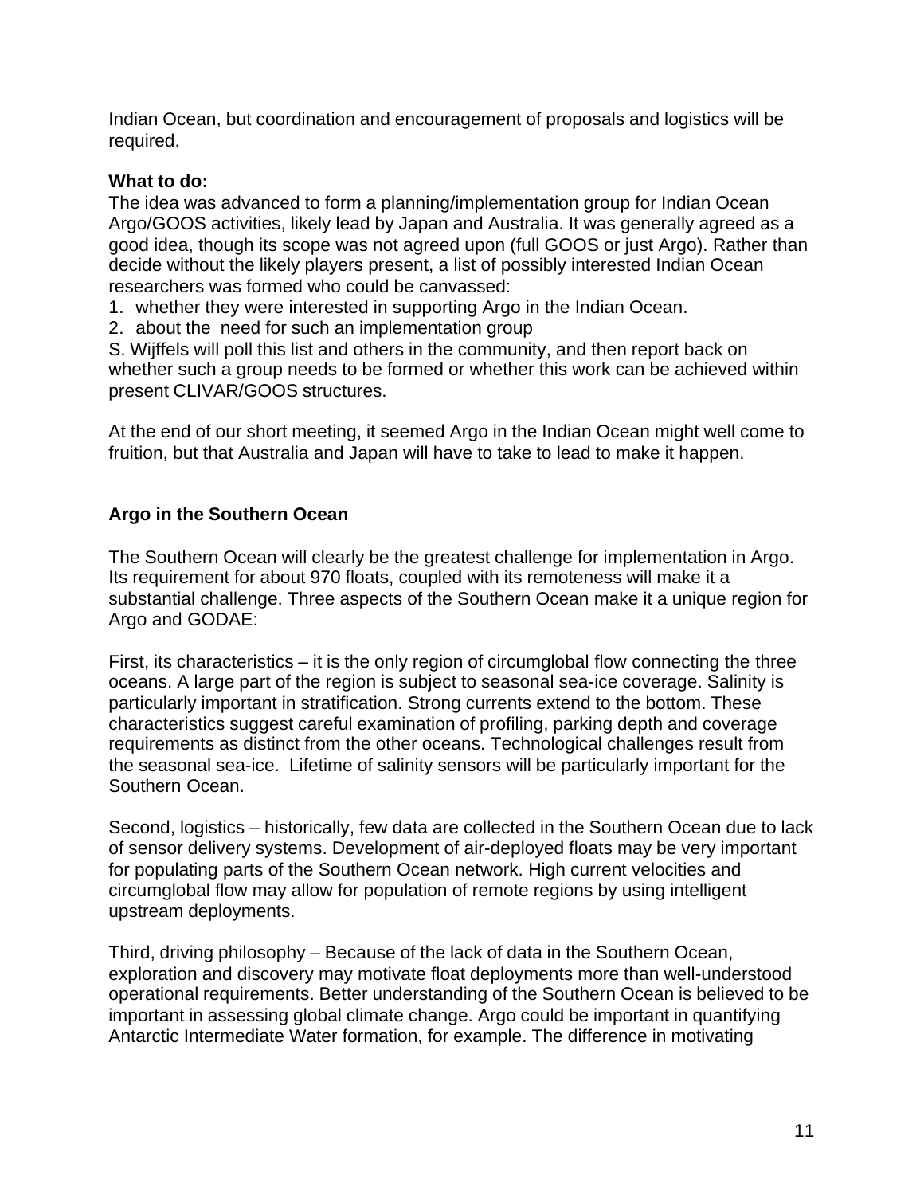Indian Ocean, but coordination and encouragement of proposals and logistics will be required.

**What to do:**
The idea was advanced to form a planning/implementation group for Indian Ocean Argo/GOOS activities, likely lead by Japan and Australia. It was generally agreed as a good idea, though its scope was not agreed upon (full GOOS or just Argo). Rather than decide without the likely players present, a list of possibly interested Indian Ocean researchers was formed who could be canvassed:

1. whether they were interested in supporting Argo in the Indian Ocean.
2. about the need for such an implementation group

S. Wijffels will poll this list and others in the community, and then report back on whether such a group needs to be formed or whether this work can be achieved within present CLIVAR/GOOS structures.

At the end of our short meeting, it seemed Argo in the Indian Ocean might well come to fruition, but that Australia and Japan will have to take to lead to make it happen.

**Argo in the Southern Ocean**

The Southern Ocean will clearly be the greatest challenge for implementation in Argo. Its requirement for about 970 floats, coupled with its remoteness will make it a substantial challenge. Three aspects of the Southern Ocean make it a unique region for Argo and GODAE:

First, its characteristics – it is the only region of circumglobal flow connecting the three oceans. A large part of the region is subject to seasonal sea-ice coverage. Salinity is particularly important in stratification. Strong currents extend to the bottom. These characteristics suggest careful examination of profiling, parking depth and coverage requirements as distinct from the other oceans. Technological challenges result from the seasonal sea-ice. Lifetime of salinity sensors will be particularly important for the Southern Ocean.

Second, logistics – historically, few data are collected in the Southern Ocean due to lack of sensor delivery systems. Development of air-deployed floats may be very important for populating parts of the Southern Ocean network. High current velocities and circumglobal flow may allow for population of remote regions by using intelligent upstream deployments.

Third, driving philosophy – Because of the lack of data in the Southern Ocean, exploration and discovery may motivate float deployments more than well-understood operational requirements. Better understanding of the Southern Ocean is believed to be important in assessing global climate change. Argo could be important in quantifying Antarctic Intermediate Water formation, for example. The difference in motivating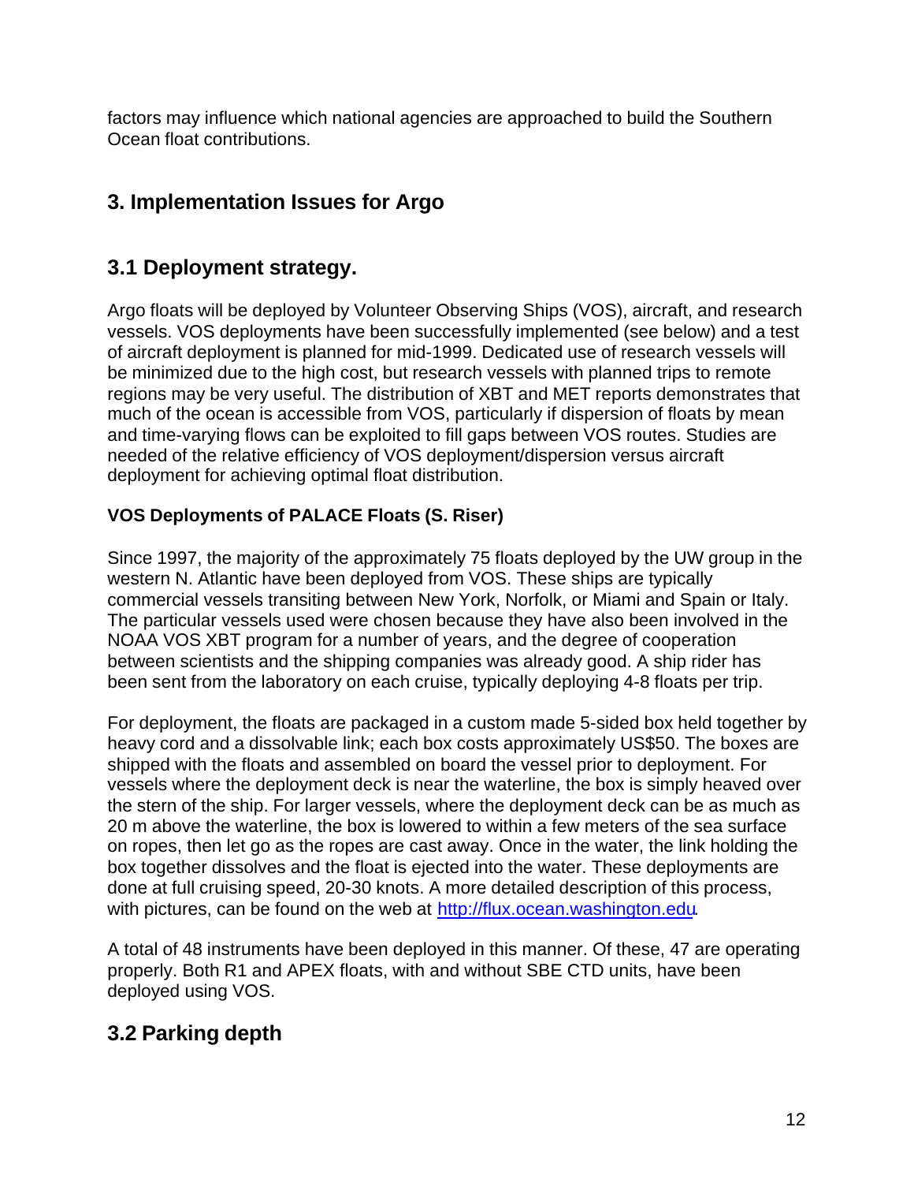factors may influence which national agencies are approached to build the Southern Ocean float contributions.

## 3. Implementation Issues for Argo

## 3.1 Deployment strategy.

Argo floats will be deployed by Volunteer Observing Ships (VOS), aircraft, and research vessels. VOS deployments have been successfully implemented (see below) and a test of aircraft deployment is planned for mid-1999. Dedicated use of research vessels will be minimized due to the high cost, but research vessels with planned trips to remote regions may be very useful. The distribution of XBT and MET reports demonstrates that much of the ocean is accessible from VOS, particularly if dispersion of floats by mean and time-varying flows can be exploited to fill gaps between VOS routes. Studies are needed of the relative efficiency of VOS deployment/dispersion versus aircraft deployment for achieving optimal float distribution.

### VOS Deployments of PALACE Floats (S. Riser)

Since 1997, the majority of the approximately 75 floats deployed by the UW group in the western N. Atlantic have been deployed from VOS. These ships are typically commercial vessels transiting between New York, Norfolk, or Miami and Spain or Italy. The particular vessels used were chosen because they have also been involved in the NOAA VOS XBT program for a number of years, and the degree of cooperation between scientists and the shipping companies was already good. A ship rider has been sent from the laboratory on each cruise, typically deploying 4-8 floats per trip.

For deployment, the floats are packaged in a custom made 5-sided box held together by heavy cord and a dissolvable link; each box costs approximately US$50. The boxes are shipped with the floats and assembled on board the vessel prior to deployment. For vessels where the deployment deck is near the waterline, the box is simply heaved over the stern of the ship. For larger vessels, where the deployment deck can be as much as 20 m above the waterline, the box is lowered to within a few meters of the sea surface on ropes, then let go as the ropes are cast away. Once in the water, the link holding the box together dissolves and the float is ejected into the water. These deployments are done at full cruising speed, 20-30 knots. A more detailed description of this process, with pictures, can be found on the web at http://flux.ocean.washington.edu.

A total of 48 instruments have been deployed in this manner. Of these, 47 are operating properly. Both R1 and APEX floats, with and without SBE CTD units, have been deployed using VOS.

## 3.2 Parking depth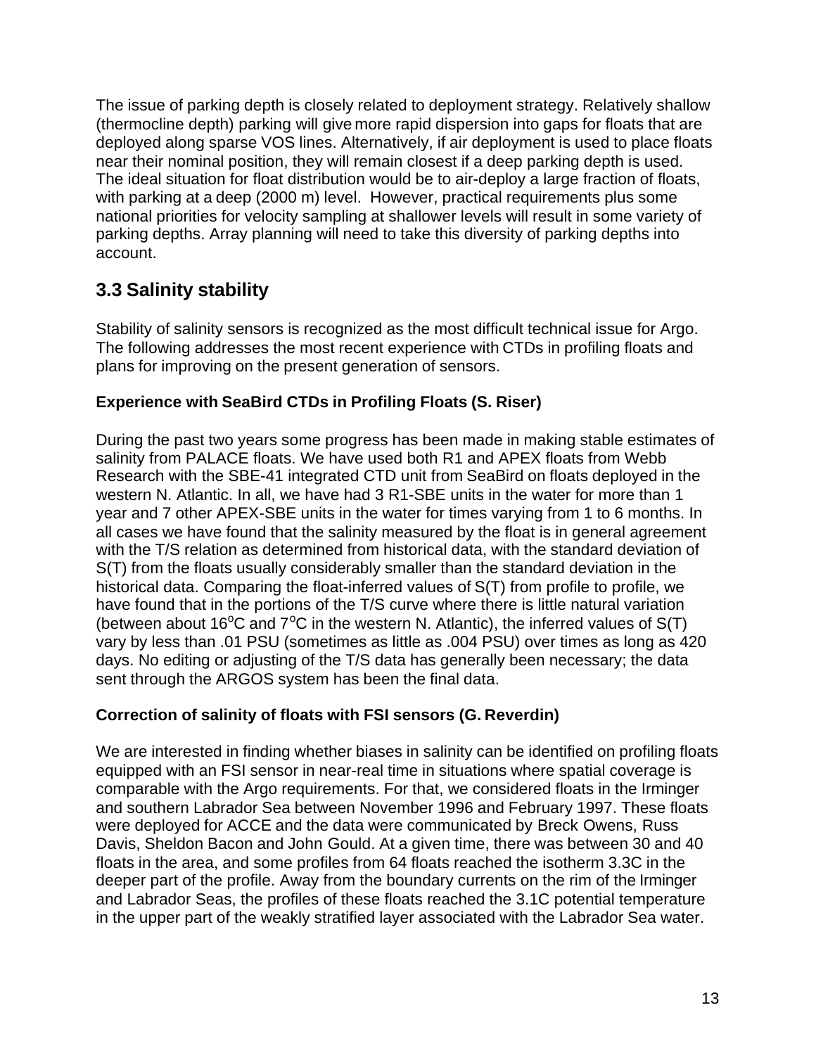The issue of parking depth is closely related to deployment strategy. Relatively shallow (thermocline depth) parking will give more rapid dispersion into gaps for floats that are deployed along sparse VOS lines. Alternatively, if air deployment is used to place floats near their nominal position, they will remain closest if a deep parking depth is used. The ideal situation for float distribution would be to air-deploy a large fraction of floats, with parking at a deep (2000 m) level. However, practical requirements plus some national priorities for velocity sampling at shallower levels will result in some variety of parking depths. Array planning will need to take this diversity of parking depths into account.

## 3.3 Salinity stability

Stability of salinity sensors is recognized as the most difficult technical issue for Argo. The following addresses the most recent experience with CTDs in profiling floats and plans for improving on the present generation of sensors.

### Experience with SeaBird CTDs in Profiling Floats (S. Riser)

During the past two years some progress has been made in making stable estimates of salinity from PALACE floats. We have used both R1 and APEX floats from Webb Research with the SBE-41 integrated CTD unit from SeaBird on floats deployed in the western N. Atlantic. In all, we have had 3 R1-SBE units in the water for more than 1 year and 7 other APEX-SBE units in the water for times varying from 1 to 6 months. In all cases we have found that the salinity measured by the float is in general agreement with the T/S relation as determined from historical data, with the standard deviation of S(T) from the floats usually considerably smaller than the standard deviation in the historical data. Comparing the float-inferred values of S(T) from profile to profile, we have found that in the portions of the T/S curve where there is little natural variation (between about 16$^{o}$C and 7$^{o}$C in the western N. Atlantic), the inferred values of S(T) vary by less than .01 PSU (sometimes as little as .004 PSU) over times as long as 420 days. No editing or adjusting of the T/S data has generally been necessary; the data sent through the ARGOS system has been the final data.

### Correction of salinity of floats with FSI sensors (G. Reverdin)

We are interested in finding whether biases in salinity can be identified on profiling floats equipped with an FSI sensor in near-real time in situations where spatial coverage is comparable with the Argo requirements. For that, we considered floats in the Irminger and southern Labrador Sea between November 1996 and February 1997. These floats were deployed for ACCE and the data were communicated by Breck Owens, Russ Davis, Sheldon Bacon and John Gould. At a given time, there was between 30 and 40 floats in the area, and some profiles from 64 floats reached the isotherm 3.3C in the deeper part of the profile. Away from the boundary currents on the rim of the Irminger and Labrador Seas, the profiles of these floats reached the 3.1C potential temperature in the upper part of the weakly stratified layer associated with the Labrador Sea water.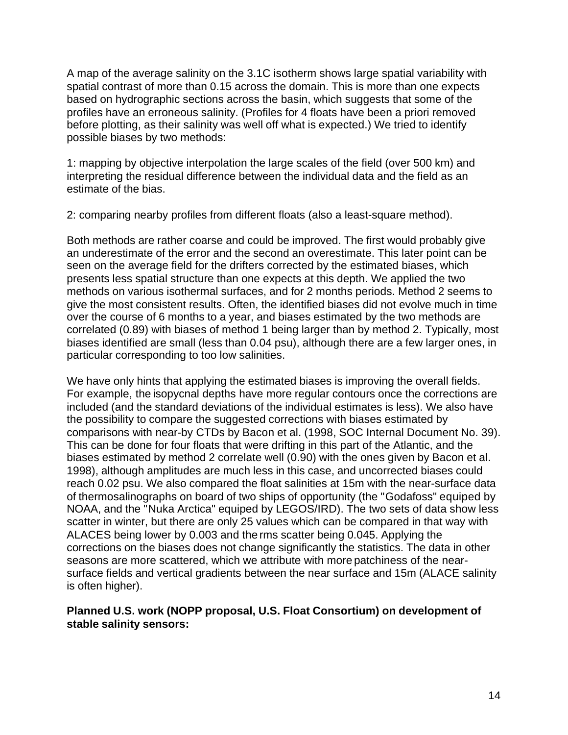A map of the average salinity on the 3.1C isotherm shows large spatial variability with spatial contrast of more than 0.15 across the domain. This is more than one expects based on hydrographic sections across the basin, which suggests that some of the profiles have an erroneous salinity. (Profiles for 4 floats have been a priori removed before plotting, as their salinity was well off what is expected.) We tried to identify possible biases by two methods:

1: mapping by objective interpolation the large scales of the field (over 500 km) and interpreting the residual difference between the individual data and the field as an estimate of the bias.

2: comparing nearby profiles from different floats (also a least-square method).

Both methods are rather coarse and could be improved. The first would probably give an underestimate of the error and the second an overestimate. This later point can be seen on the average field for the drifters corrected by the estimated biases, which presents less spatial structure than one expects at this depth. We applied the two methods on various isothermal surfaces, and for 2 months periods. Method 2 seems to give the most consistent results. Often, the identified biases did not evolve much in time over the course of 6 months to a year, and biases estimated by the two methods are correlated (0.89) with biases of method 1 being larger than by method 2. Typically, most biases identified are small (less than 0.04 psu), although there are a few larger ones, in particular corresponding to too low salinities.

We have only hints that applying the estimated biases is improving the overall fields. For example, the isopycnal depths have more regular contours once the corrections are included (and the standard deviations of the individual estimates is less). We also have the possibility to compare the suggested corrections with biases estimated by comparisons with near-by CTDs by Bacon et al. (1998, SOC Internal Document No. 39). This can be done for four floats that were drifting in this part of the Atlantic, and the biases estimated by method 2 correlate well (0.90) with the ones given by Bacon et al. 1998), although amplitudes are much less in this case, and uncorrected biases could reach 0.02 psu. We also compared the float salinities at 15m with the near-surface data of thermosalinographs on board of two ships of opportunity (the "Godafoss" equiped by NOAA, and the "Nuka Arctica" equiped by LEGOS/IRD). The two sets of data show less scatter in winter, but there are only 25 values which can be compared in that way with ALACES being lower by 0.003 and the rms scatter being 0.045. Applying the corrections on the biases does not change significantly the statistics. The data in other seasons are more scattered, which we attribute with more patchiness of the near-surface fields and vertical gradients between the near surface and 15m (ALACE salinity is often higher).

**Planned U.S. work (NOPP proposal, U.S. Float Consortium) on development of stable salinity sensors:**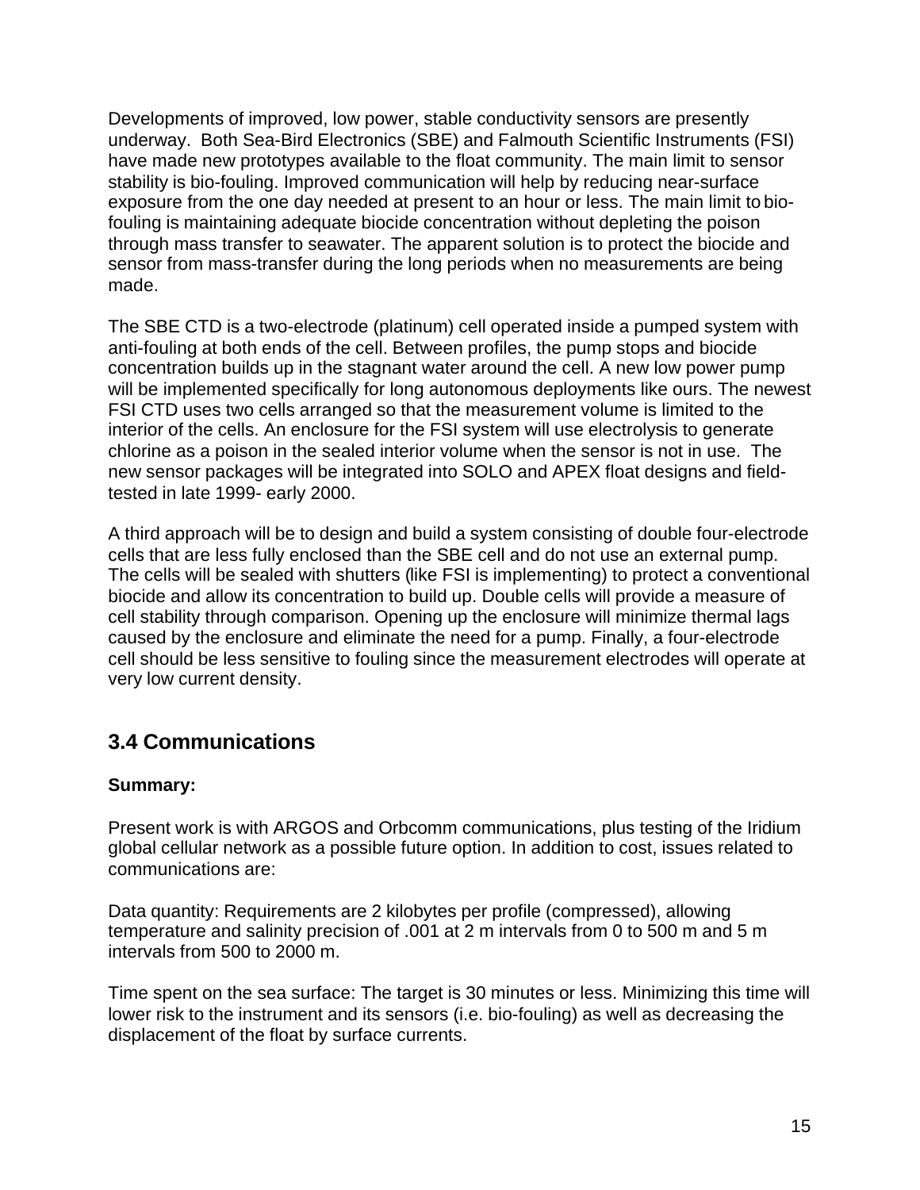Developments of improved, low power, stable conductivity sensors are presently underway. Both Sea-Bird Electronics (SBE) and Falmouth Scientific Instruments (FSI) have made new prototypes available to the float community. The main limit to sensor stability is bio-fouling. Improved communication will help by reducing near-surface exposure from the one day needed at present to an hour or less. The main limit to bio-fouling is maintaining adequate biocide concentration without depleting the poison through mass transfer to seawater. The apparent solution is to protect the biocide and sensor from mass-transfer during the long periods when no measurements are being made.

The SBE CTD is a two-electrode (platinum) cell operated inside a pumped system with anti-fouling at both ends of the cell. Between profiles, the pump stops and biocide concentration builds up in the stagnant water around the cell. A new low power pump will be implemented specifically for long autonomous deployments like ours. The newest FSI CTD uses two cells arranged so that the measurement volume is limited to the interior of the cells. An enclosure for the FSI system will use electrolysis to generate chlorine as a poison in the sealed interior volume when the sensor is not in use. The new sensor packages will be integrated into SOLO and APEX float designs and field-tested in late 1999- early 2000.

A third approach will be to design and build a system consisting of double four-electrode cells that are less fully enclosed than the SBE cell and do not use an external pump. The cells will be sealed with shutters (like FSI is implementing) to protect a conventional biocide and allow its concentration to build up. Double cells will provide a measure of cell stability through comparison. Opening up the enclosure will minimize thermal lags caused by the enclosure and eliminate the need for a pump. Finally, a four-electrode cell should be less sensitive to fouling since the measurement electrodes will operate at very low current density.

## 3.4 Communications

**Summary:**

Present work is with ARGOS and Orbcomm communications, plus testing of the Iridium global cellular network as a possible future option. In addition to cost, issues related to communications are:

Data quantity: Requirements are 2 kilobytes per profile (compressed), allowing temperature and salinity precision of .001 at 2 m intervals from 0 to 500 m and 5 m intervals from 500 to 2000 m.

Time spent on the sea surface: The target is 30 minutes or less. Minimizing this time will lower risk to the instrument and its sensors (i.e. bio-fouling) as well as decreasing the displacement of the float by surface currents.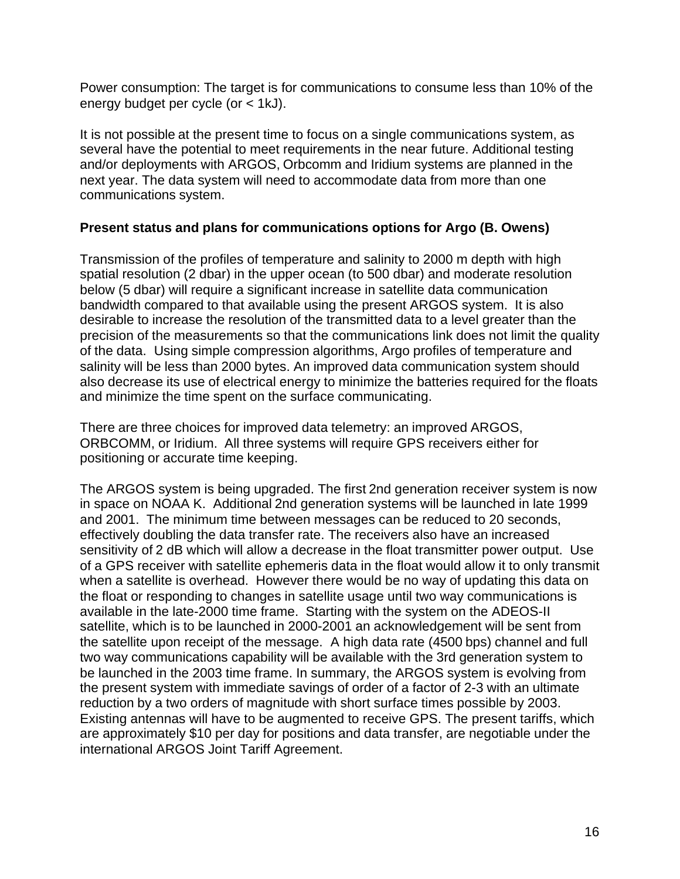Power consumption: The target is for communications to consume less than 10% of the energy budget per cycle (or < 1kJ).

It is not possible at the present time to focus on a single communications system, as several have the potential to meet requirements in the near future. Additional testing and/or deployments with ARGOS, Orbcomm and Iridium systems are planned in the next year. The data system will need to accommodate data from more than one communications system.

**Present status and plans for communications options for Argo (B. Owens)**

Transmission of the profiles of temperature and salinity to 2000 m depth with high spatial resolution (2 dbar) in the upper ocean (to 500 dbar) and moderate resolution below (5 dbar) will require a significant increase in satellite data communication bandwidth compared to that available using the present ARGOS system. It is also desirable to increase the resolution of the transmitted data to a level greater than the precision of the measurements so that the communications link does not limit the quality of the data. Using simple compression algorithms, Argo profiles of temperature and salinity will be less than 2000 bytes. An improved data communication system should also decrease its use of electrical energy to minimize the batteries required for the floats and minimize the time spent on the surface communicating.

There are three choices for improved data telemetry: an improved ARGOS, ORBCOMM, or Iridium. All three systems will require GPS receivers either for positioning or accurate time keeping.

The ARGOS system is being upgraded. The first 2nd generation receiver system is now in space on NOAA K. Additional 2nd generation systems will be launched in late 1999 and 2001. The minimum time between messages can be reduced to 20 seconds, effectively doubling the data transfer rate. The receivers also have an increased sensitivity of 2 dB which will allow a decrease in the float transmitter power output. Use of a GPS receiver with satellite ephemeris data in the float would allow it to only transmit when a satellite is overhead. However there would be no way of updating this data on the float or responding to changes in satellite usage until two way communications is available in the late-2000 time frame. Starting with the system on the ADEOS-II satellite, which is to be launched in 2000-2001 an acknowledgement will be sent from the satellite upon receipt of the message. A high data rate (4500 bps) channel and full two way communications capability will be available with the 3rd generation system to be launched in the 2003 time frame. In summary, the ARGOS system is evolving from the present system with immediate savings of order of a factor of 2-3 with an ultimate reduction by a two orders of magnitude with short surface times possible by 2003. Existing antennas will have to be augmented to receive GPS. The present tariffs, which are approximately $10 per day for positions and data transfer, are negotiable under the international ARGOS Joint Tariff Agreement.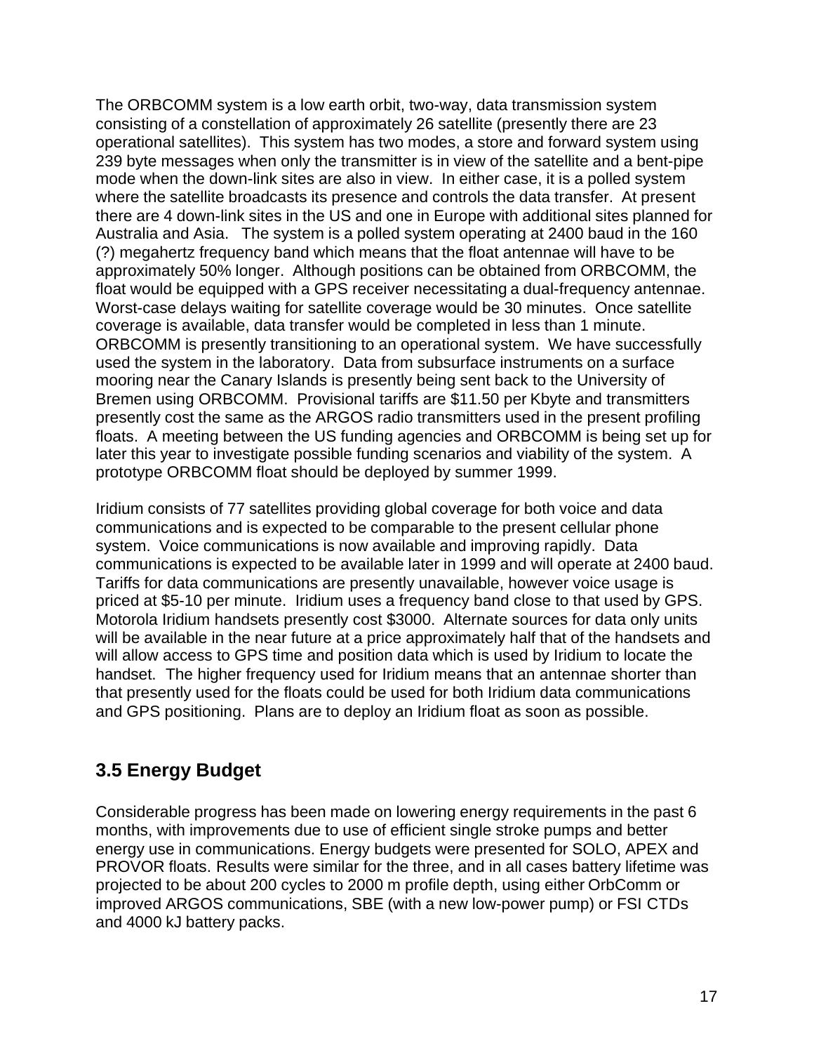The ORBCOMM system is a low earth orbit, two-way, data transmission system consisting of a constellation of approximately 26 satellite (presently there are 23 operational satellites). This system has two modes, a store and forward system using 239 byte messages when only the transmitter is in view of the satellite and a bent-pipe mode when the down-link sites are also in view. In either case, it is a polled system where the satellite broadcasts its presence and controls the data transfer. At present there are 4 down-link sites in the US and one in Europe with additional sites planned for Australia and Asia. The system is a polled system operating at 2400 baud in the 160 (?) megahertz frequency band which means that the float antennae will have to be approximately 50% longer. Although positions can be obtained from ORBCOMM, the float would be equipped with a GPS receiver necessitating a dual-frequency antennae. Worst-case delays waiting for satellite coverage would be 30 minutes. Once satellite coverage is available, data transfer would be completed in less than 1 minute. ORBCOMM is presently transitioning to an operational system. We have successfully used the system in the laboratory. Data from subsurface instruments on a surface mooring near the Canary Islands is presently being sent back to the University of Bremen using ORBCOMM. Provisional tariffs are $11.50 per Kbyte and transmitters presently cost the same as the ARGOS radio transmitters used in the present profiling floats. A meeting between the US funding agencies and ORBCOMM is being set up for later this year to investigate possible funding scenarios and viability of the system. A prototype ORBCOMM float should be deployed by summer 1999.

Iridium consists of 77 satellites providing global coverage for both voice and data communications and is expected to be comparable to the present cellular phone system. Voice communications is now available and improving rapidly. Data communications is expected to be available later in 1999 and will operate at 2400 baud. Tariffs for data communications are presently unavailable, however voice usage is priced at $5-10 per minute. Iridium uses a frequency band close to that used by GPS. Motorola Iridium handsets presently cost $3000. Alternate sources for data only units will be available in the near future at a price approximately half that of the handsets and will allow access to GPS time and position data which is used by Iridium to locate the handset. The higher frequency used for Iridium means that an antennae shorter than that presently used for the floats could be used for both Iridium data communications and GPS positioning. Plans are to deploy an Iridium float as soon as possible.

## 3.5 Energy Budget

Considerable progress has been made on lowering energy requirements in the past 6 months, with improvements due to use of efficient single stroke pumps and better energy use in communications. Energy budgets were presented for SOLO, APEX and PROVOR floats. Results were similar for the three, and in all cases battery lifetime was projected to be about 200 cycles to 2000 m profile depth, using either OrbComm or improved ARGOS communications, SBE (with a new low-power pump) or FSI CTDs and 4000 kJ battery packs.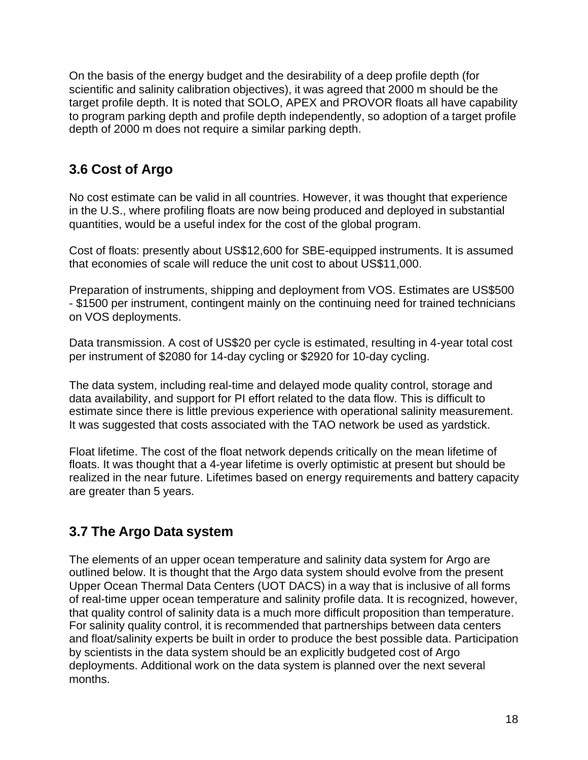On the basis of the energy budget and the desirability of a deep profile depth (for scientific and salinity calibration objectives), it was agreed that 2000 m should be the target profile depth. It is noted that SOLO, APEX and PROVOR floats all have capability to program parking depth and profile depth independently, so adoption of a target profile depth of 2000 m does not require a similar parking depth.

## 3.6 Cost of Argo

No cost estimate can be valid in all countries. However, it was thought that experience in the U.S., where profiling floats are now being produced and deployed in substantial quantities, would be a useful index for the cost of the global program.

Cost of floats: presently about US$12,600 for SBE-equipped instruments. It is assumed that economies of scale will reduce the unit cost to about US$11,000.

Preparation of instruments, shipping and deployment from VOS. Estimates are US$500 - $1500 per instrument, contingent mainly on the continuing need for trained technicians on VOS deployments.

Data transmission. A cost of US$20 per cycle is estimated, resulting in 4-year total cost per instrument of $2080 for 14-day cycling or $2920 for 10-day cycling.

The data system, including real-time and delayed mode quality control, storage and data availability, and support for PI effort related to the data flow. This is difficult to estimate since there is little previous experience with operational salinity measurement. It was suggested that costs associated with the TAO network be used as yardstick.

Float lifetime. The cost of the float network depends critically on the mean lifetime of floats. It was thought that a 4-year lifetime is overly optimistic at present but should be realized in the near future. Lifetimes based on energy requirements and battery capacity are greater than 5 years.

## 3.7 The Argo Data system

The elements of an upper ocean temperature and salinity data system for Argo are outlined below. It is thought that the Argo data system should evolve from the present Upper Ocean Thermal Data Centers (UOT DACS) in a way that is inclusive of all forms of real-time upper ocean temperature and salinity profile data. It is recognized, however, that quality control of salinity data is a much more difficult proposition than temperature. For salinity quality control, it is recommended that partnerships between data centers and float/salinity experts be built in order to produce the best possible data. Participation by scientists in the data system should be an explicitly budgeted cost of Argo deployments. Additional work on the data system is planned over the next several months.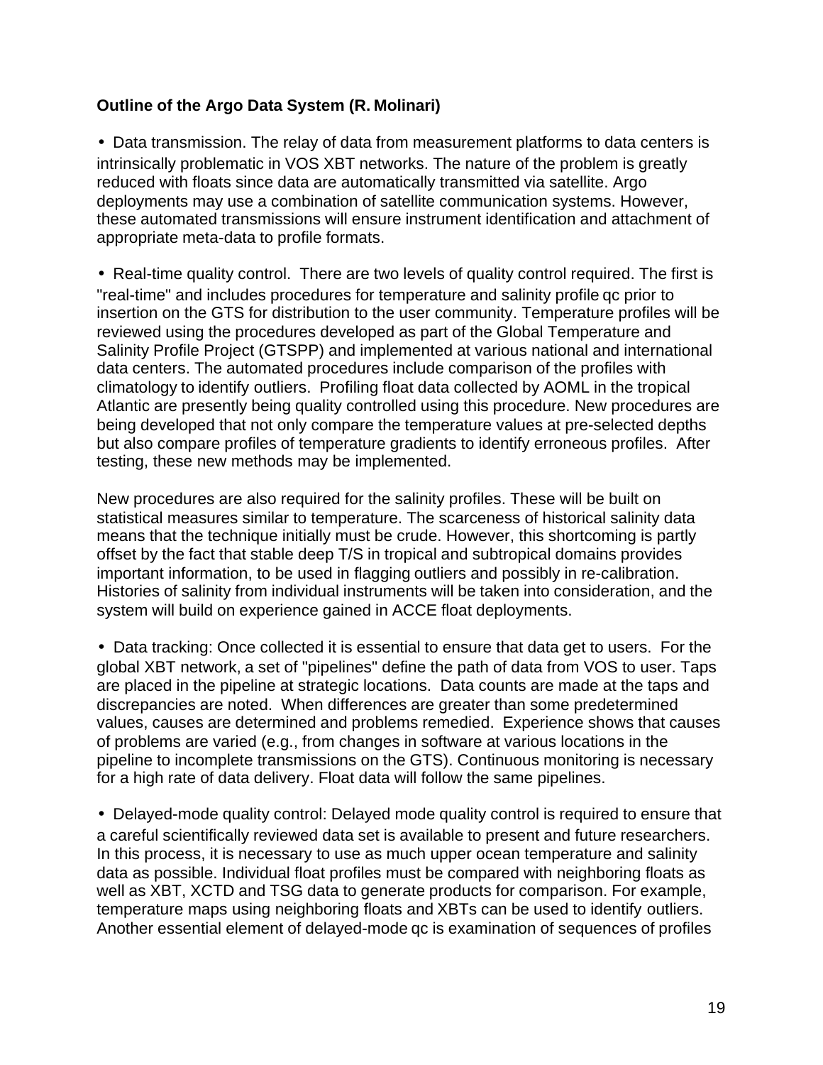**Outline of the Argo Data System (R. Molinari)**

- Data transmission. The relay of data from measurement platforms to data centers is intrinsically problematic in VOS XBT networks. The nature of the problem is greatly reduced with floats since data are automatically transmitted via satellite. Argo deployments may use a combination of satellite communication systems. However, these automated transmissions will ensure instrument identification and attachment of appropriate meta-data to profile formats.

- Real-time quality control. There are two levels of quality control required. The first is "real-time" and includes procedures for temperature and salinity profile qc prior to insertion on the GTS for distribution to the user community. Temperature profiles will be reviewed using the procedures developed as part of the Global Temperature and Salinity Profile Project (GTSPP) and implemented at various national and international data centers. The automated procedures include comparison of the profiles with climatology to identify outliers. Profiling float data collected by AOML in the tropical Atlantic are presently being quality controlled using this procedure. New procedures are being developed that not only compare the temperature values at pre-selected depths but also compare profiles of temperature gradients to identify erroneous profiles. After testing, these new methods may be implemented.

New procedures are also required for the salinity profiles. These will be built on statistical measures similar to temperature. The scarceness of historical salinity data means that the technique initially must be crude. However, this shortcoming is partly offset by the fact that stable deep T/S in tropical and subtropical domains provides important information, to be used in flagging outliers and possibly in re-calibration. Histories of salinity from individual instruments will be taken into consideration, and the system will build on experience gained in ACCE float deployments.

- Data tracking: Once collected it is essential to ensure that data get to users. For the global XBT network, a set of "pipelines" define the path of data from VOS to user. Taps are placed in the pipeline at strategic locations. Data counts are made at the taps and discrepancies are noted. When differences are greater than some predetermined values, causes are determined and problems remedied. Experience shows that causes of problems are varied (e.g., from changes in software at various locations in the pipeline to incomplete transmissions on the GTS). Continuous monitoring is necessary for a high rate of data delivery. Float data will follow the same pipelines.

- Delayed-mode quality control: Delayed mode quality control is required to ensure that a careful scientifically reviewed data set is available to present and future researchers. In this process, it is necessary to use as much upper ocean temperature and salinity data as possible. Individual float profiles must be compared with neighboring floats as well as XBT, XCTD and TSG data to generate products for comparison. For example, temperature maps using neighboring floats and XBTs can be used to identify outliers. Another essential element of delayed-mode qc is examination of sequences of profiles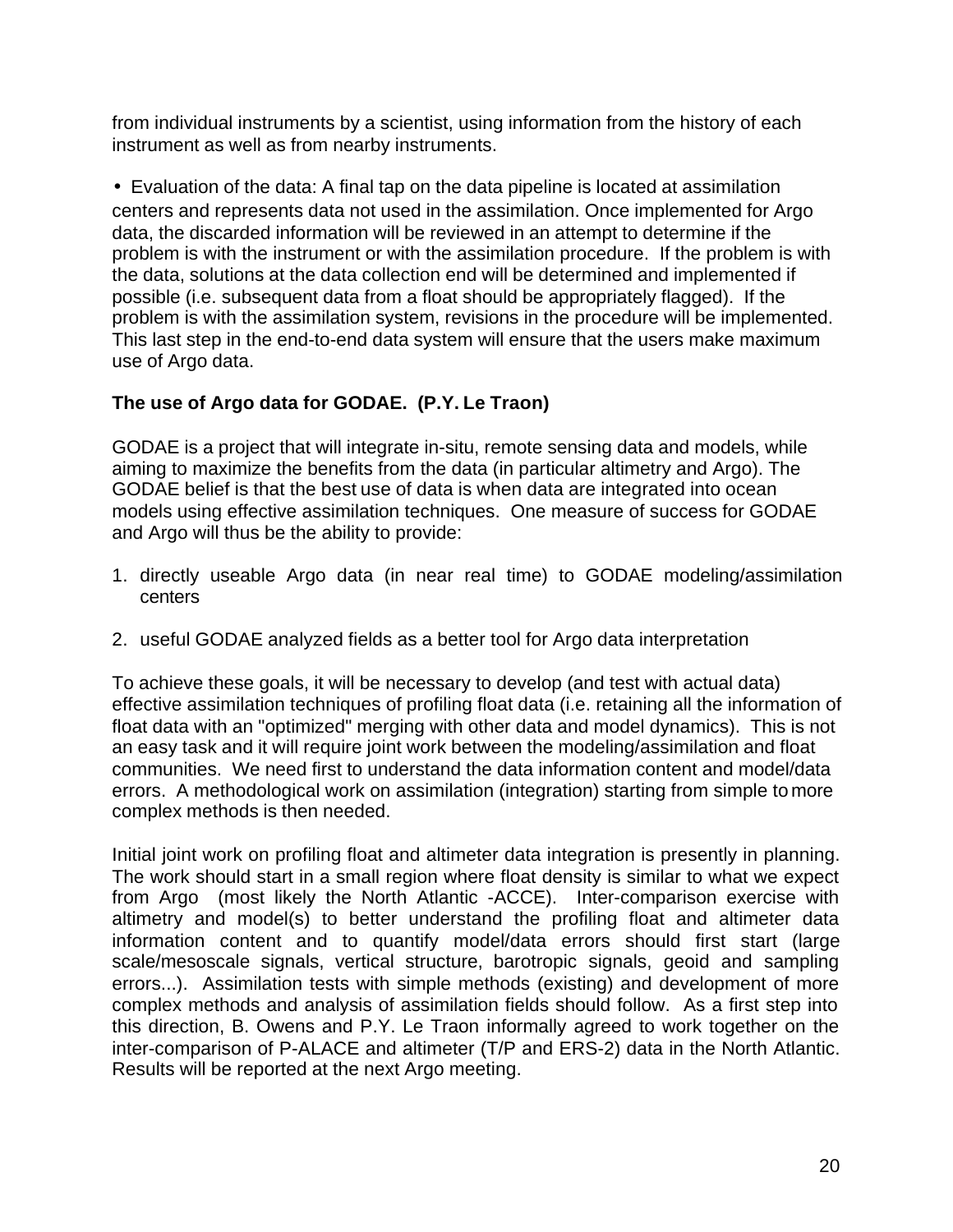from individual instruments by a scientist, using information from the history of each instrument as well as from nearby instruments.

- Evaluation of the data: A final tap on the data pipeline is located at assimilation centers and represents data not used in the assimilation. Once implemented for Argo data, the discarded information will be reviewed in an attempt to determine if the problem is with the instrument or with the assimilation procedure. If the problem is with the data, solutions at the data collection end will be determined and implemented if possible (i.e. subsequent data from a float should be appropriately flagged). If the problem is with the assimilation system, revisions in the procedure will be implemented. This last step in the end-to-end data system will ensure that the users make maximum use of Argo data.

**The use of Argo data for GODAE. (P.Y. Le Traon)**

GODAE is a project that will integrate in-situ, remote sensing data and models, while aiming to maximize the benefits from the data (in particular altimetry and Argo). The GODAE belief is that the best use of data is when data are integrated into ocean models using effective assimilation techniques. One measure of success for GODAE and Argo will thus be the ability to provide:

1. directly useable Argo data (in near real time) to GODAE modeling/assimilation centers

2. useful GODAE analyzed fields as a better tool for Argo data interpretation

To achieve these goals, it will be necessary to develop (and test with actual data) effective assimilation techniques of profiling float data (i.e. retaining all the information of float data with an "optimized" merging with other data and model dynamics). This is not an easy task and it will require joint work between the modeling/assimilation and float communities. We need first to understand the data information content and model/data errors. A methodological work on assimilation (integration) starting from simple to more complex methods is then needed.

Initial joint work on profiling float and altimeter data integration is presently in planning. The work should start in a small region where float density is similar to what we expect from Argo (most likely the North Atlantic -ACCE). Inter-comparison exercise with altimetry and model(s) to better understand the profiling float and altimeter data information content and to quantify model/data errors should first start (large scale/mesoscale signals, vertical structure, barotropic signals, geoid and sampling errors...). Assimilation tests with simple methods (existing) and development of more complex methods and analysis of assimilation fields should follow. As a first step into this direction, B. Owens and P.Y. Le Traon informally agreed to work together on the inter-comparison of P-ALACE and altimeter (T/P and ERS-2) data in the North Atlantic. Results will be reported at the next Argo meeting.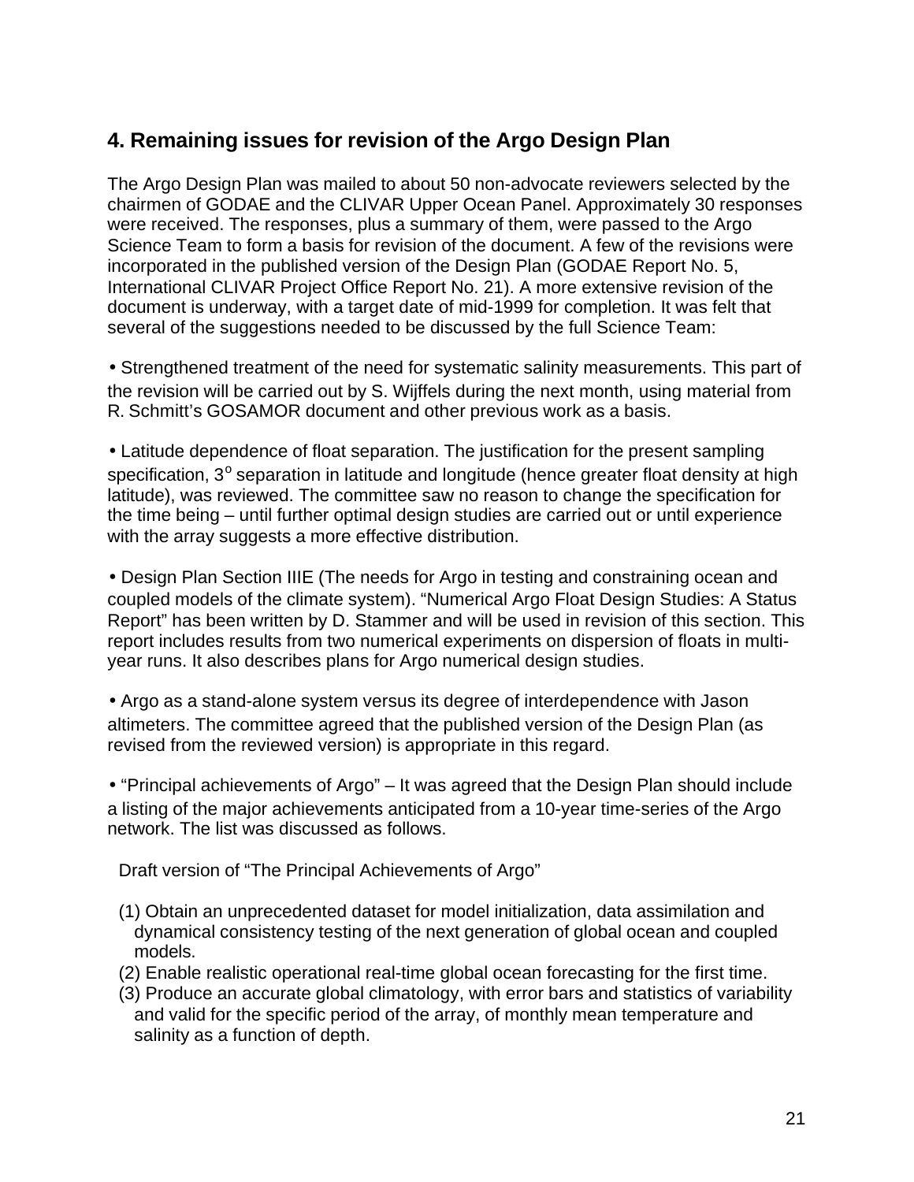## 4. Remaining issues for revision of the Argo Design Plan

The Argo Design Plan was mailed to about 50 non-advocate reviewers selected by the chairmen of GODAE and the CLIVAR Upper Ocean Panel. Approximately 30 responses were received. The responses, plus a summary of them, were passed to the Argo Science Team to form a basis for revision of the document. A few of the revisions were incorporated in the published version of the Design Plan (GODAE Report No. 5, International CLIVAR Project Office Report No. 21). A more extensive revision of the document is underway, with a target date of mid-1999 for completion. It was felt that several of the suggestions needed to be discussed by the full Science Team:

- Strengthened treatment of the need for systematic salinity measurements. This part of the revision will be carried out by S. Wijffels during the next month, using material from R. Schmitt's GOSAMOR document and other previous work as a basis.

- Latitude dependence of float separation. The justification for the present sampling specification, $3^{o}$ separation in latitude and longitude (hence greater float density at high latitude), was reviewed. The committee saw no reason to change the specification for the time being – until further optimal design studies are carried out or until experience with the array suggests a more effective distribution.

- Design Plan Section IIIE (The needs for Argo in testing and constraining ocean and coupled models of the climate system). "Numerical Argo Float Design Studies: A Status Report" has been written by D. Stammer and will be used in revision of this section. This report includes results from two numerical experiments on dispersion of floats in multi-year runs. It also describes plans for Argo numerical design studies.

- Argo as a stand-alone system versus its degree of interdependence with Jason altimeters. The committee agreed that the published version of the Design Plan (as revised from the reviewed version) is appropriate in this regard.

- "Principal achievements of Argo" – It was agreed that the Design Plan should include a listing of the major achievements anticipated from a 10-year time-series of the Argo network. The list was discussed as follows.

Draft version of "The Principal Achievements of Argo"

(1) Obtain an unprecedented dataset for model initialization, data assimilation and dynamical consistency testing of the next generation of global ocean and coupled models.
(2) Enable realistic operational real-time global ocean forecasting for the first time.
(3) Produce an accurate global climatology, with error bars and statistics of variability and valid for the specific period of the array, of monthly mean temperature and salinity as a function of depth.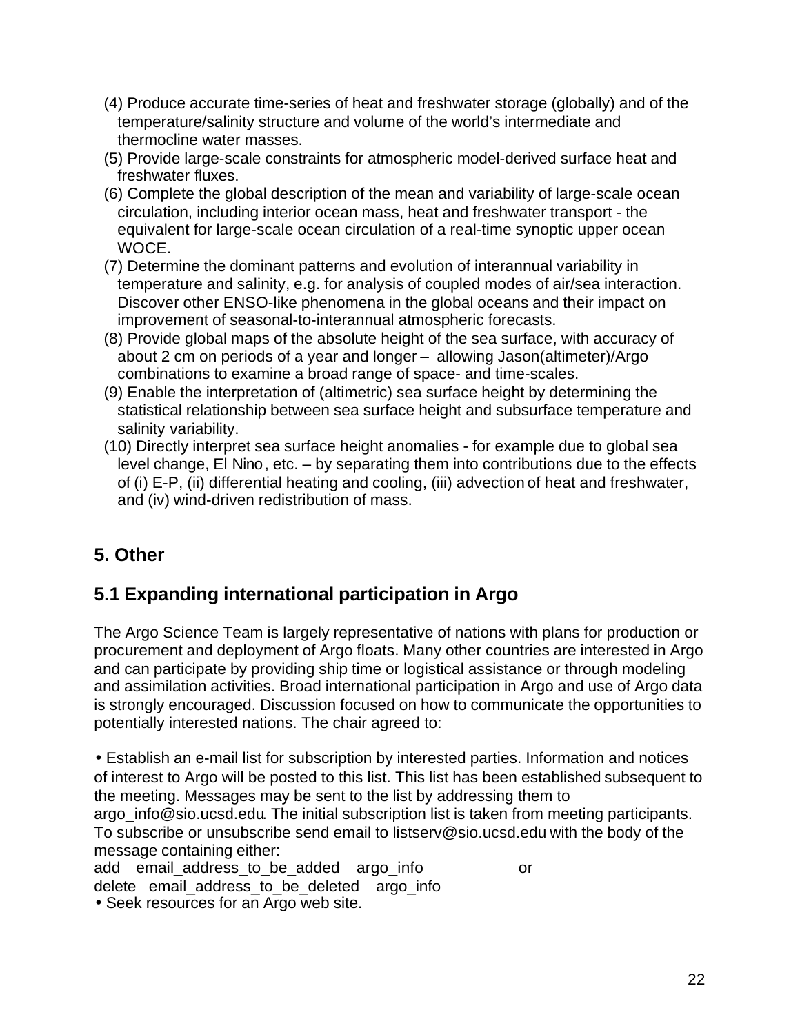(4) Produce accurate time-series of heat and freshwater storage (globally) and of the temperature/salinity structure and volume of the world's intermediate and thermocline water masses.

(5) Provide large-scale constraints for atmospheric model-derived surface heat and freshwater fluxes.

(6) Complete the global description of the mean and variability of large-scale ocean circulation, including interior ocean mass, heat and freshwater transport - the equivalent for large-scale ocean circulation of a real-time synoptic upper ocean WOCE.

(7) Determine the dominant patterns and evolution of interannual variability in temperature and salinity, e.g. for analysis of coupled modes of air/sea interaction. Discover other ENSO-like phenomena in the global oceans and their impact on improvement of seasonal-to-interannual atmospheric forecasts.

(8) Provide global maps of the absolute height of the sea surface, with accuracy of about 2 cm on periods of a year and longer – allowing Jason(altimeter)/Argo combinations to examine a broad range of space- and time-scales.

(9) Enable the interpretation of (altimetric) sea surface height by determining the statistical relationship between sea surface height and subsurface temperature and salinity variability.

(10) Directly interpret sea surface height anomalies - for example due to global sea level change, El Nino, etc. – by separating them into contributions due to the effects of (i) E-P, (ii) differential heating and cooling, (iii) advection of heat and freshwater, and (iv) wind-driven redistribution of mass.

## 5. Other

### 5.1 Expanding international participation in Argo

The Argo Science Team is largely representative of nations with plans for production or procurement and deployment of Argo floats. Many other countries are interested in Argo and can participate by providing ship time or logistical assistance or through modeling and assimilation activities. Broad international participation in Argo and use of Argo data is strongly encouraged. Discussion focused on how to communicate the opportunities to potentially interested nations. The chair agreed to:

- Establish an e-mail list for subscription by interested parties. Information and notices of interest to Argo will be posted to this list. This list has been established subsequent to the meeting. Messages may be sent to the list by addressing them to argo_info@sio.ucsd.edu. The initial subscription list is taken from meeting participants. To subscribe or unsubscribe send email to listserv@sio.ucsd.edu with the body of the message containing either:
  add email_address_to_be_added argo_info or
  delete email_address_to_be_deleted argo_info
- Seek resources for an Argo web site.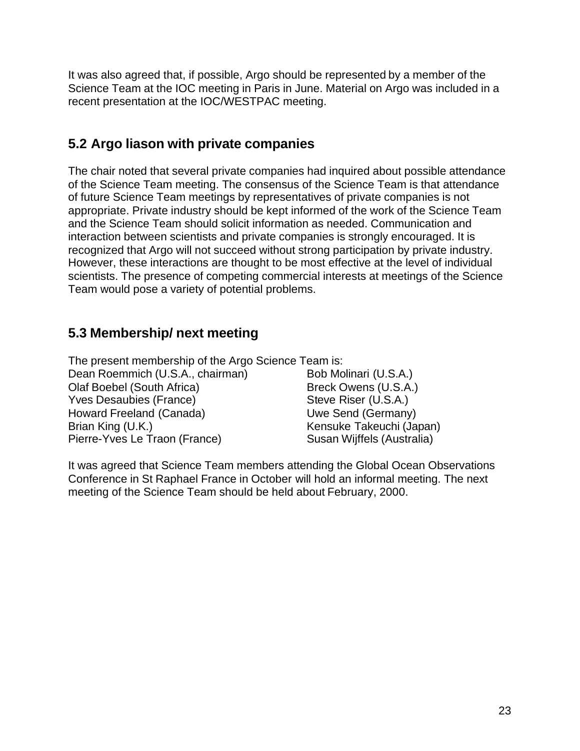It was also agreed that, if possible, Argo should be represented by a member of the Science Team at the IOC meeting in Paris in June. Material on Argo was included in a recent presentation at the IOC/WESTPAC meeting.

## 5.2 Argo liason with private companies

The chair noted that several private companies had inquired about possible attendance of the Science Team meeting. The consensus of the Science Team is that attendance of future Science Team meetings by representatives of private companies is not appropriate. Private industry should be kept informed of the work of the Science Team and the Science Team should solicit information as needed. Communication and interaction between scientists and private companies is strongly encouraged. It is recognized that Argo will not succeed without strong participation by private industry. However, these interactions are thought to be most effective at the level of individual scientists. The presence of competing commercial interests at meetings of the Science Team would pose a variety of potential problems.

## 5.3 Membership/ next meeting

The present membership of the Argo Science Team is:

- Dean Roemmich (U.S.A., chairman)
- Olaf Boebel (South Africa)
- Yves Desaubies (France)
- Howard Freeland (Canada)
- Brian King (U.K.)
- Pierre-Yves Le Traon (France)
- Bob Molinari (U.S.A.)
- Breck Owens (U.S.A.)
- Steve Riser (U.S.A.)
- Uwe Send (Germany)
- Kensuke Takeuchi (Japan)
- Susan Wijffels (Australia)

It was agreed that Science Team members attending the Global Ocean Observations Conference in St Raphael France in October will hold an informal meeting. The next meeting of the Science Team should be held about February, 2000.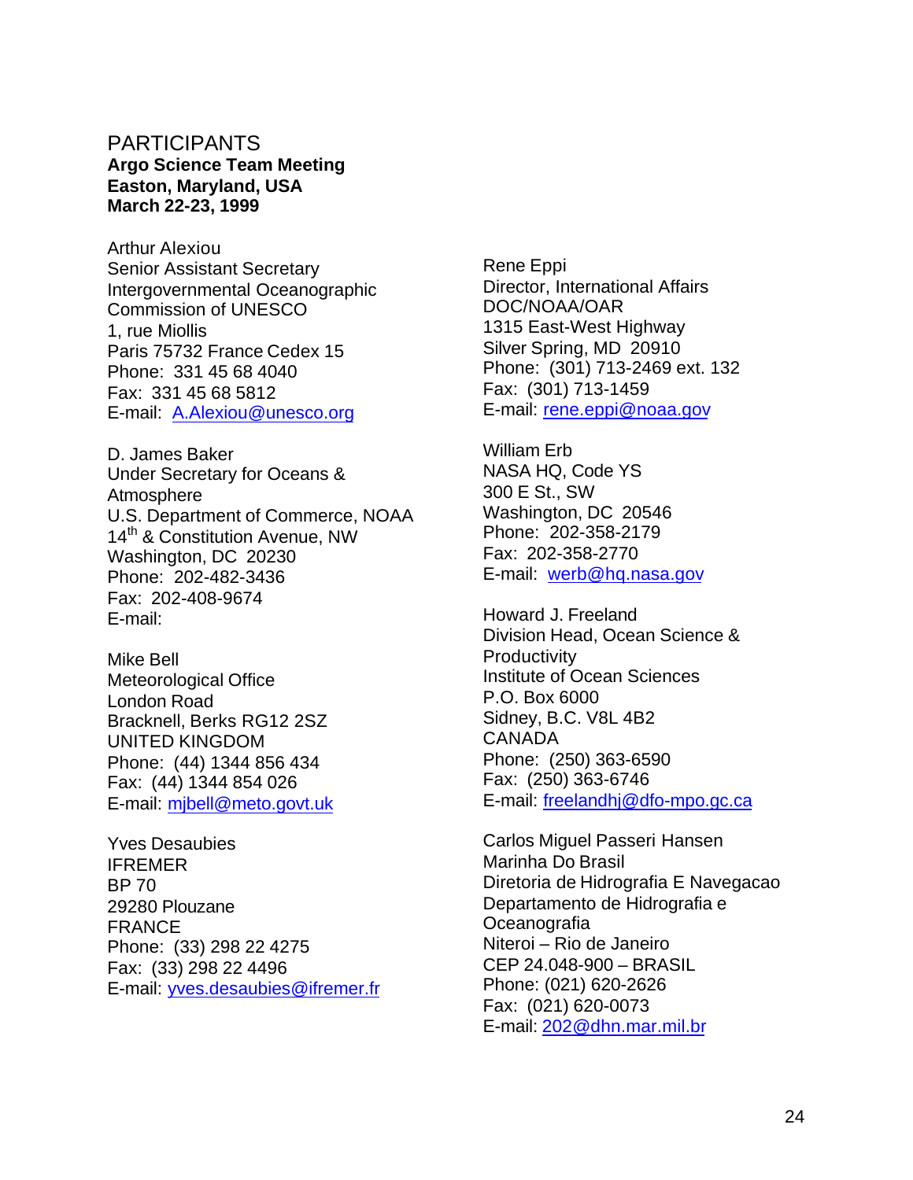# PARTICIPANTS

**Argo Science Team Meeting**
**Easton, Maryland, USA**
**March 22-23, 1999**

Arthur Alexiou
Senior Assistant Secretary
Intergovernmental Oceanographic Commission of UNESCO
1, rue Miollis
Paris 75732 France Cedex 15
Phone: 331 45 68 4040
Fax: 331 45 68 5812
E-mail: A.Alexiou@unesco.org

D. James Baker
Under Secretary for Oceans & Atmosphere
U.S. Department of Commerce, NOAA
14th & Constitution Avenue, NW
Washington, DC 20230
Phone: 202-482-3436
Fax: 202-408-9674
E-mail:

Mike Bell
Meteorological Office
London Road
Bracknell, Berks RG12 2SZ
UNITED KINGDOM
Phone: (44) 1344 856 434
Fax: (44) 1344 854 026
E-mail: mjbell@meto.govt.uk

Yves Desaubies
IFREMER
BP 70
29280 Plouzane
FRANCE
Phone: (33) 298 22 4275
Fax: (33) 298 22 4496
E-mail: yves.desaubies@ifremer.fr

Rene Eppi
Director, International Affairs
DOC/NOAA/OAR
1315 East-West Highway
Silver Spring, MD 20910
Phone: (301) 713-2469 ext. 132
Fax: (301) 713-1459
E-mail: rene.eppi@noaa.gov

William Erb
NASA HQ, Code YS
300 E St., SW
Washington, DC 20546
Phone: 202-358-2179
Fax: 202-358-2770
E-mail: werb@hq.nasa.gov

Howard J. Freeland
Division Head, Ocean Science & Productivity
Institute of Ocean Sciences
P.O. Box 6000
Sidney, B.C. V8L 4B2
CANADA
Phone: (250) 363-6590
Fax: (250) 363-6746
E-mail: freelandhj@dfo-mpo.gc.ca

Carlos Miguel Passeri Hansen
Marinha Do Brasil
Diretoria de Hidrografia E Navegacao
Departamento de Hidrografia e Oceanografia
Niteroi – Rio de Janeiro
CEP 24.048-900 – BRASIL
Phone: (021) 620-2626
Fax: (021) 620-0073
E-mail: 202@dhn.mar.mil.br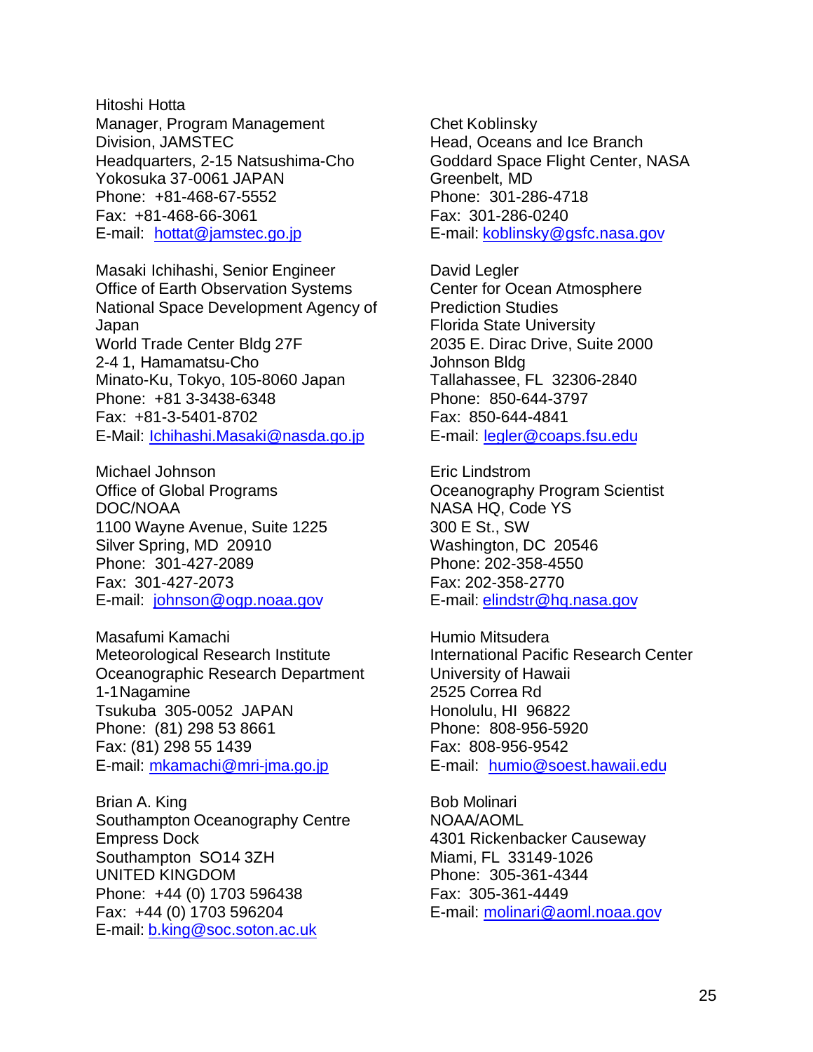Hitoshi Hotta
Manager, Program Management
Division, JAMSTEC
Headquarters, 2-15 Natsushima-Cho
Yokosuka 37-0061 JAPAN
Phone: +81-468-67-5552
Fax: +81-468-66-3061
E-mail: hottat@jamstec.go.jp

Masaki Ichihashi, Senior Engineer
Office of Earth Observation Systems
National Space Development Agency of Japan
World Trade Center Bldg 27F
2-4 1, Hamamatsu-Cho
Minato-Ku, Tokyo, 105-8060 Japan
Phone: +81 3-3438-6348
Fax: +81-3-5401-8702
E-Mail: Ichihashi.Masaki@nasda.go.jp

Michael Johnson
Office of Global Programs
DOC/NOAA
1100 Wayne Avenue, Suite 1225
Silver Spring, MD 20910
Phone: 301-427-2089
Fax: 301-427-2073
E-mail: johnson@ogp.noaa.gov

Masafumi Kamachi
Meteorological Research Institute
Oceanographic Research Department
1-1Nagamine
Tsukuba 305-0052 JAPAN
Phone: (81) 298 53 8661
Fax: (81) 298 55 1439
E-mail: mkamachi@mri-jma.go.jp

Brian A. King
Southampton Oceanography Centre
Empress Dock
Southampton SO14 3ZH
UNITED KINGDOM
Phone: +44 (0) 1703 596438
Fax: +44 (0) 1703 596204
E-mail: b.king@soc.soton.ac.uk

Chet Koblinsky
Head, Oceans and Ice Branch
Goddard Space Flight Center, NASA
Greenbelt, MD
Phone: 301-286-4718
Fax: 301-286-0240
E-mail: koblinsky@gsfc.nasa.gov

David Legler
Center for Ocean Atmosphere
Prediction Studies
Florida State University
2035 E. Dirac Drive, Suite 2000
Johnson Bldg
Tallahassee, FL 32306-2840
Phone: 850-644-3797
Fax: 850-644-4841
E-mail: legler@coaps.fsu.edu

Eric Lindstrom
Oceanography Program Scientist
NASA HQ, Code YS
300 E St., SW
Washington, DC 20546
Phone: 202-358-4550
Fax: 202-358-2770
E-mail: elindstr@hq.nasa.gov

Humio Mitsudera
International Pacific Research Center
University of Hawaii
2525 Correa Rd
Honolulu, HI 96822
Phone: 808-956-5920
Fax: 808-956-9542
E-mail: humio@soest.hawaii.edu

Bob Molinari
NOAA/AOML
4301 Rickenbacker Causeway
Miami, FL 33149-1026
Phone: 305-361-4344
Fax: 305-361-4449
E-mail: molinari@aoml.noaa.gov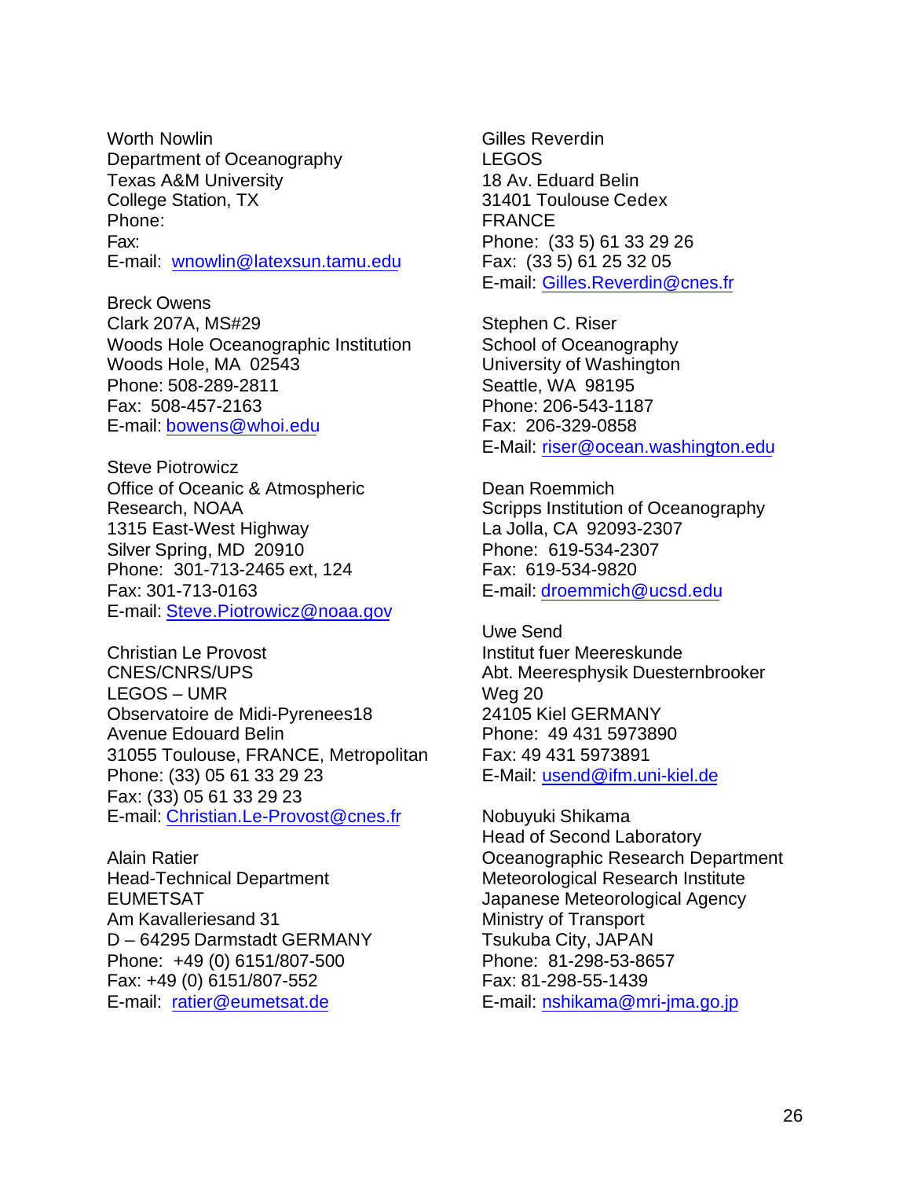Worth Nowlin
Department of Oceanography
Texas A&M University
College Station, TX
Phone:
Fax:
E-mail: wnowlin@latexsun.tamu.edu

Breck Owens
Clark 207A, MS#29
Woods Hole Oceanographic Institution
Woods Hole, MA 02543
Phone: 508-289-2811
Fax: 508-457-2163
E-mail: bowens@whoi.edu

Steve Piotrowicz
Office of Oceanic & Atmospheric Research, NOAA
1315 East-West Highway
Silver Spring, MD 20910
Phone: 301-713-2465 ext, 124
Fax: 301-713-0163
E-mail: Steve.Piotrowicz@noaa.gov

Christian Le Provost
CNES/CNRS/UPS
LEGOS – UMR
Observatoire de Midi-Pyrenees18
Avenue Edouard Belin
31055 Toulouse, FRANCE, Metropolitan
Phone: (33) 05 61 33 29 23
Fax: (33) 05 61 33 29 23
E-mail: Christian.Le-Provost@cnes.fr

Alain Ratier
Head-Technical Department
EUMETSAT
Am Kavalleriesand 31
D – 64295 Darmstadt GERMANY
Phone: +49 (0) 6151/807-500
Fax: +49 (0) 6151/807-552
E-mail: ratier@eumetsat.de

Gilles Reverdin
LEGOS
18 Av. Eduard Belin
31401 Toulouse Cedex
FRANCE
Phone: (33 5) 61 33 29 26
Fax: (33 5) 61 25 32 05
E-mail: Gilles.Reverdin@cnes.fr

Stephen C. Riser
School of Oceanography
University of Washington
Seattle, WA 98195
Phone: 206-543-1187
Fax: 206-329-0858
E-Mail: riser@ocean.washington.edu

Dean Roemmich
Scripps Institution of Oceanography
La Jolla, CA 92093-2307
Phone: 619-534-2307
Fax: 619-534-9820
E-mail: droemmich@ucsd.edu

Uwe Send
Institut fuer Meereskunde
Abt. Meeresphysik Duesternbrooker Weg 20
24105 Kiel GERMANY
Phone: 49 431 5973890
Fax: 49 431 5973891
E-Mail: usend@ifm.uni-kiel.de

Nobuyuki Shikama
Head of Second Laboratory
Oceanographic Research Department
Meteorological Research Institute
Japanese Meteorological Agency
Ministry of Transport
Tsukuba City, JAPAN
Phone: 81-298-53-8657
Fax: 81-298-55-1439
E-mail: nshikama@mri-jma.go.jp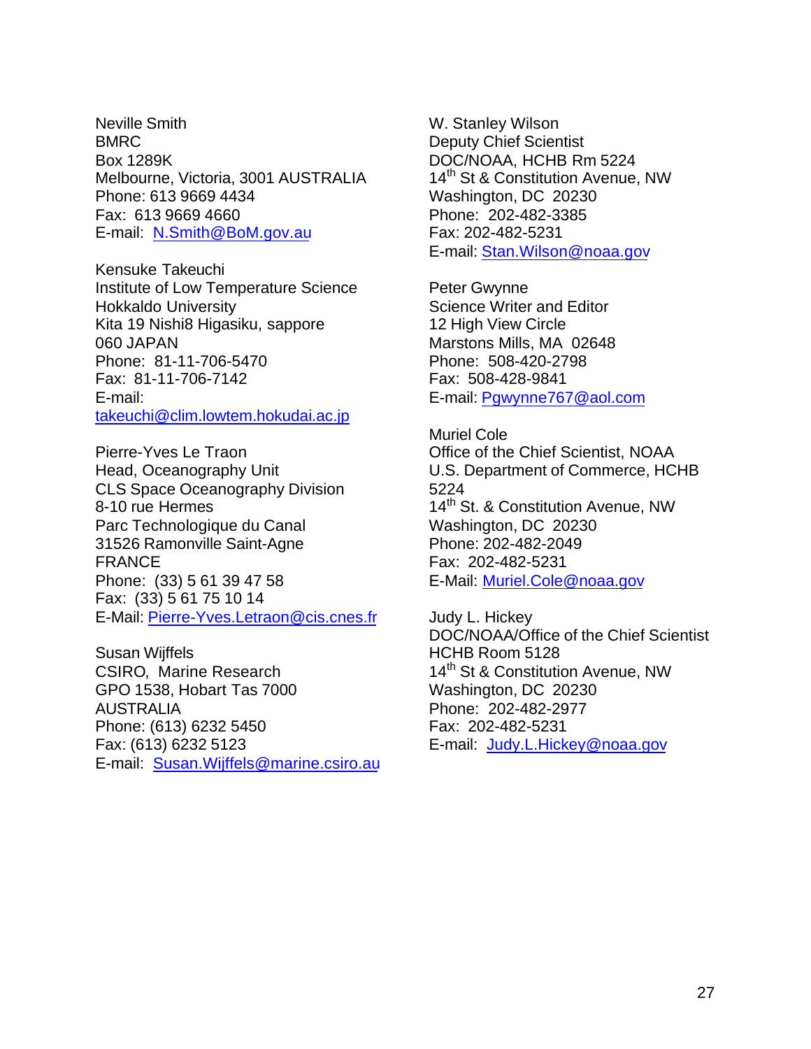Neville Smith
BMRC
Box 1289K
Melbourne, Victoria, 3001 AUSTRALIA
Phone: 613 9669 4434
Fax: 613 9669 4660
E-mail: N.Smith@BoM.gov.au

Kensuke Takeuchi
Institute of Low Temperature Science
Hokkaldo University
Kita 19 Nishi8 Higasiku, sappore
060 JAPAN
Phone: 81-11-706-5470
Fax: 81-11-706-7142
E-mail:
takeuchi@clim.lowtem.hokudai.ac.jp

Pierre-Yves Le Traon
Head, Oceanography Unit
CLS Space Oceanography Division
8-10 rue Hermes
Parc Technologique du Canal
31526 Ramonville Saint-Agne
FRANCE
Phone: (33) 5 61 39 47 58
Fax: (33) 5 61 75 10 14
E-Mail: Pierre-Yves.Letraon@cis.cnes.fr

Susan Wijffels
CSIRO, Marine Research
GPO 1538, Hobart Tas 7000
AUSTRALIA
Phone: (613) 6232 5450
Fax: (613) 6232 5123
E-mail: Susan.Wijffels@marine.csiro.au

W. Stanley Wilson
Deputy Chief Scientist
DOC/NOAA, HCHB Rm 5224
14th St & Constitution Avenue, NW
Washington, DC 20230
Phone: 202-482-3385
Fax: 202-482-5231
E-mail: Stan.Wilson@noaa.gov

Peter Gwynne
Science Writer and Editor
12 High View Circle
Marstons Mills, MA 02648
Phone: 508-420-2798
Fax: 508-428-9841
E-mail: Pgwynne767@aol.com

Muriel Cole
Office of the Chief Scientist, NOAA
U.S. Department of Commerce, HCHB 5224
14th St. & Constitution Avenue, NW
Washington, DC 20230
Phone: 202-482-2049
Fax: 202-482-5231
E-Mail: Muriel.Cole@noaa.gov

Judy L. Hickey
DOC/NOAA/Office of the Chief Scientist
HCHB Room 5128
14th St & Constitution Avenue, NW
Washington, DC 20230
Phone: 202-482-2977
Fax: 202-482-5231
E-mail: Judy.L.Hickey@noaa.gov